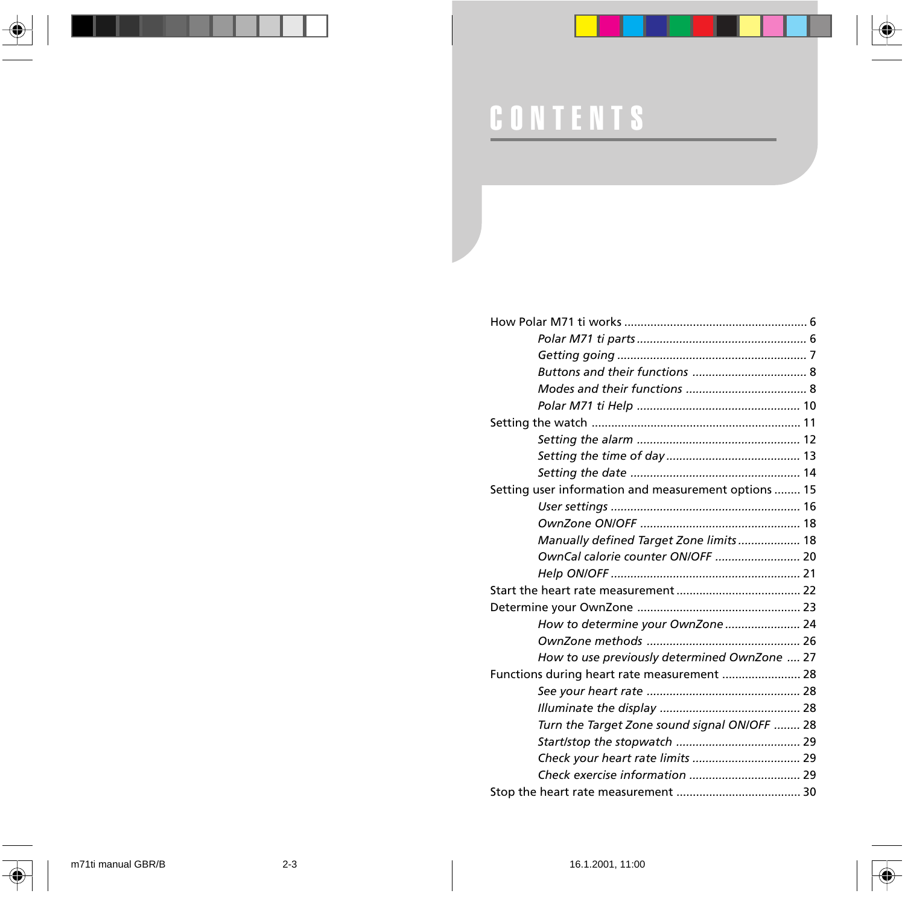# CONTENTS

How Polar M71 ti works ........................................................ 6

*Polar M71 ti parts* .................................................... 6

*Getting going* .......................................................... 7

*Buttons and their functions* .................................. 8

*Modes and their functions* .................................... 8

*Polar M71 ti Help* ................................................. 10

Setting the watch ............................................................... 11

*Setting the alarm* ................................................. 12

*Setting the time of day* ......................................... 13

*Setting the date* ................................................... 14

Setting user information and measurement options ........ 15

*User settings* ......................................................... 16

*OwnZone ON/OFF* ................................................ 18

*Manually defined Target Zone limits* ................... 18

*OwnCal calorie counter ON/OFF* ......................... 20

*Help ON/OFF* ......................................................... 21

Start the heart rate measurement ...................................... 22

Determine your OwnZone .................................................. 23

*How to determine your OwnZone* ....................... 24

*OwnZone methods* .............................................. 26

*How to use previously determined OwnZone* .... 27

Functions during heart rate measurement ........................ 28

*See your heart rate* .............................................. 28

*Illuminate the display* .......................................... 28

*Turn the Target Zone sound signal ON/OFF* ........ 28

*Start/stop the stopwatch* ..................................... 29

*Check your heart rate limits* ................................ 29

*Check exercise information* ................................. 29

Stop the heart rate measurement ...................................... 30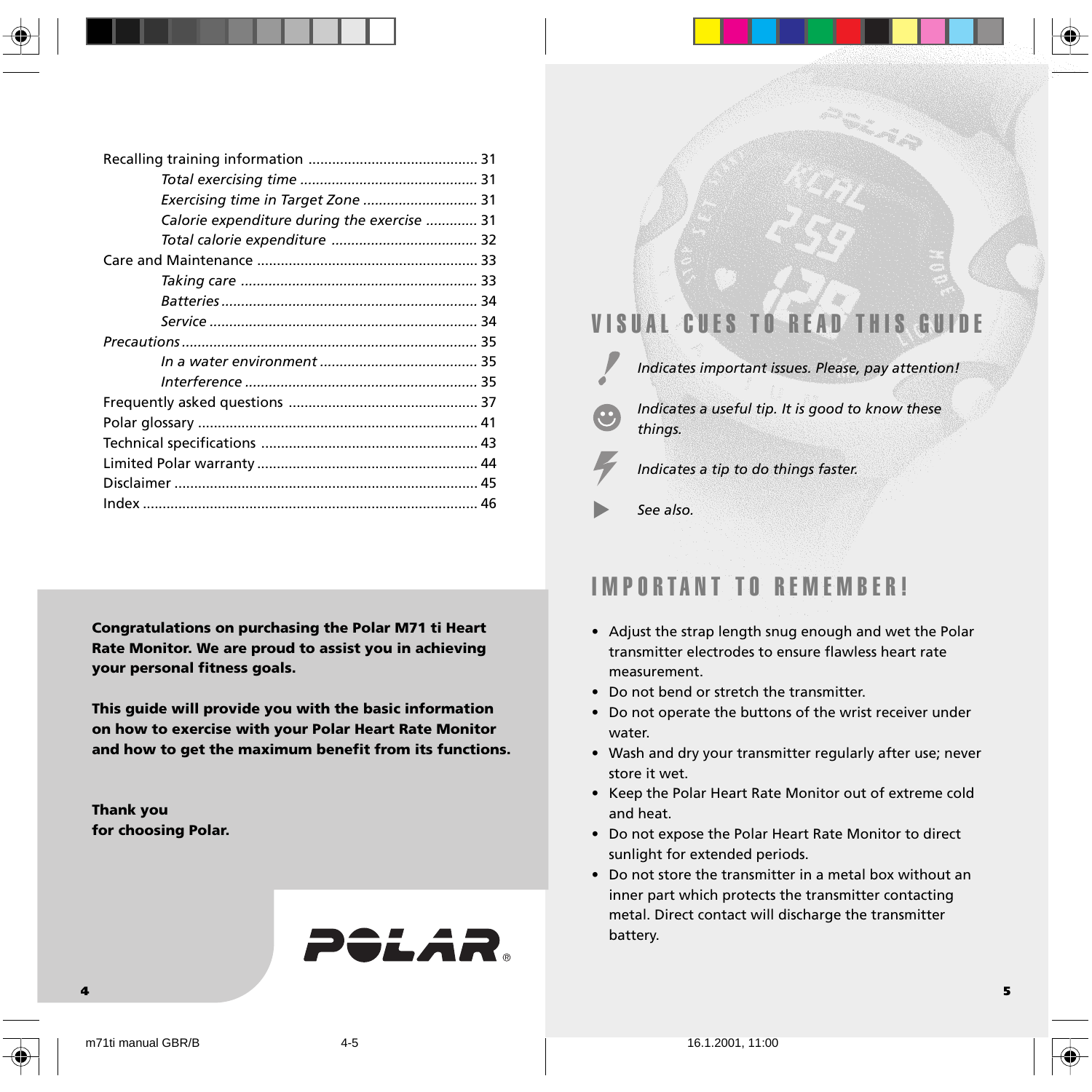Recalling training information ........................................... 31
- *Total exercising time* ............................................. 31
- *Exercising time in Target Zone* ............................. 31
- *Calorie expenditure during the exercise* ............. 31
- *Total calorie expenditure* ..................................... 32

Care and Maintenance ....................................................... 33
- *Taking care* ............................................................ 33
- *Batteries* ................................................................. 34
- *Service* .................................................................... 34

*Precautions* ........................................................................... 35
- *In a water environment* ........................................ 35
- *Interference* ........................................................... 35

Frequently asked questions ................................................ 37
Polar glossary ....................................................................... 41
Technical specifications ....................................................... 43
Limited Polar warranty ........................................................ 44
Disclaimer ............................................................................. 45
Index ..................................................................................... 46

**Congratulations on purchasing the Polar M71 ti Heart Rate Monitor. We are proud to assist you in achieving your personal fitness goals.**

**This guide will provide you with the basic information on how to exercise with your Polar Heart Rate Monitor and how to get the maximum benefit from its functions.**

**Thank you**
**for choosing Polar.**

POLAR®

## VISUAL CUES TO READ THIS GUIDE

! *Indicates important issues. Please, pay attention!*

☺ *Indicates a useful tip. It is good to know these things.*

⚡ *Indicates a tip to do things faster.*

▶ *See also.*

## IMPORTANT TO REMEMBER!

- Adjust the strap length snug enough and wet the Polar transmitter electrodes to ensure flawless heart rate measurement.
- Do not bend or stretch the transmitter.
- Do not operate the buttons of the wrist receiver under water.
- Wash and dry your transmitter regularly after use; never store it wet.
- Keep the Polar Heart Rate Monitor out of extreme cold and heat.
- Do not expose the Polar Heart Rate Monitor to direct sunlight for extended periods.
- Do not store the transmitter in a metal box without an inner part which protects the transmitter contacting metal. Direct contact will discharge the transmitter battery.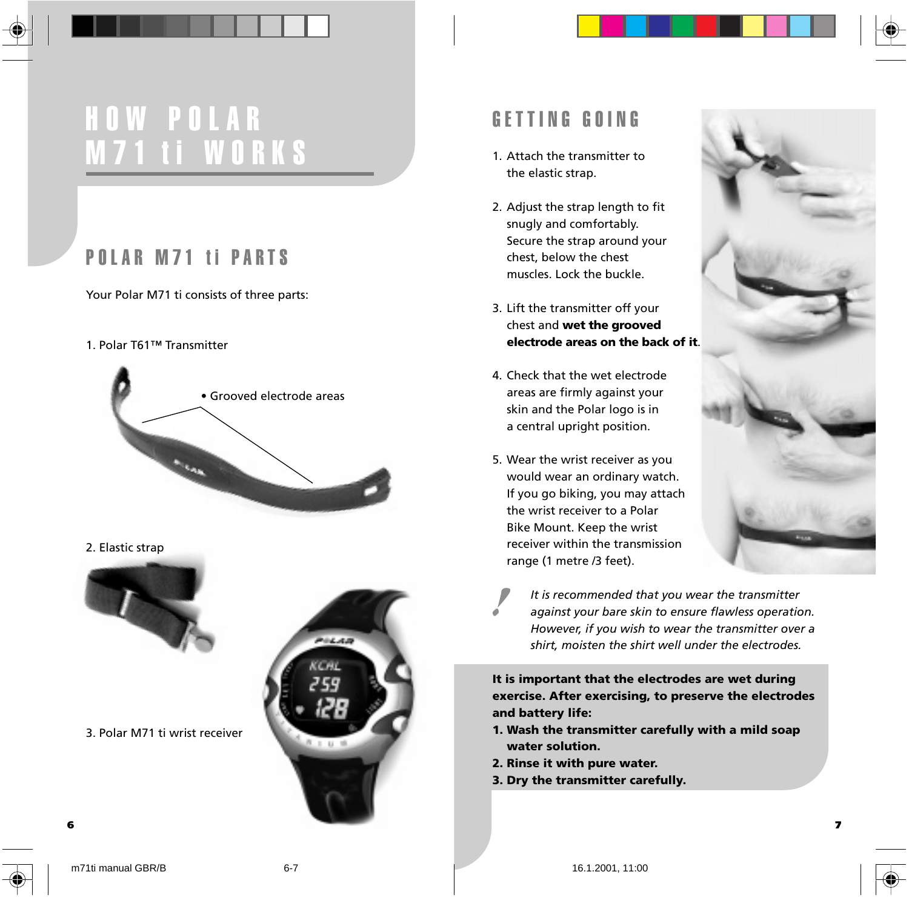# HOW POLAR M71 ti WORKS

## POLAR M71 ti PARTS

Your Polar M71 ti consists of three parts:

1. Polar T61™ Transmitter

• Grooved electrode areas

2. Elastic strap

3. Polar M71 ti wrist receiver

## GETTING GOING

1. Attach the transmitter to the elastic strap.

2. Adjust the strap length to fit snugly and comfortably. Secure the strap around your chest, below the chest muscles. Lock the buckle.

3. Lift the transmitter off your chest and **wet the grooved electrode areas on the back of it**.

4. Check that the wet electrode areas are firmly against your skin and the Polar logo is in a central upright position.

5. Wear the wrist receiver as you would wear an ordinary watch. If you go biking, you may attach the wrist receiver to a Polar Bike Mount. Keep the wrist receiver within the transmission range (1 metre /3 feet).

*It is recommended that you wear the transmitter against your bare skin to ensure flawless operation. However, if you wish to wear the transmitter over a shirt, moisten the shirt well under the electrodes.*

**It is important that the electrodes are wet during exercise. After exercising, to preserve the electrodes and battery life:**

**1. Wash the transmitter carefully with a mild soap water solution.**

**2. Rinse it with pure water.**

**3. Dry the transmitter carefully.**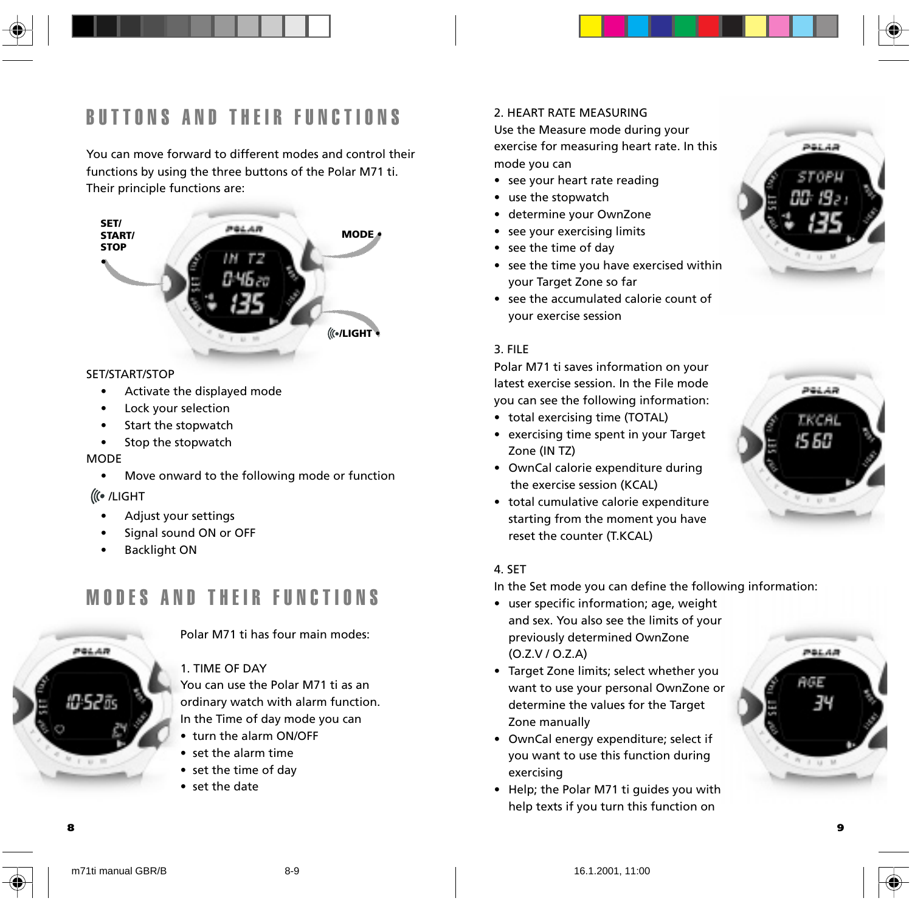# BUTTONS AND THEIR FUNCTIONS

You can move forward to different modes and control their functions by using the three buttons of the Polar M71 ti. Their principle functions are:

SET/START/STOP

- Activate the displayed mode
- Lock your selection
- Start the stopwatch
- Stop the stopwatch

MODE

- Move onward to the following mode or function

((• /LIGHT

- Adjust your settings
- Signal sound ON or OFF
- Backlight ON

# MODES AND THEIR FUNCTIONS

Polar M71 ti has four main modes:

1. TIME OF DAY

You can use the Polar M71 ti as an ordinary watch with alarm function. In the Time of day mode you can

- turn the alarm ON/OFF
- set the alarm time
- set the time of day
- set the date

2. HEART RATE MEASURING

Use the Measure mode during your exercise for measuring heart rate. In this mode you can

- see your heart rate reading
- use the stopwatch
- determine your OwnZone
- see your exercising limits
- see the time of day
- see the time you have exercised within your Target Zone so far
- see the accumulated calorie count of your exercise session

3. FILE

Polar M71 ti saves information on your latest exercise session. In the File mode you can see the following information:

- total exercising time (TOTAL)
- exercising time spent in your Target Zone (IN TZ)
- OwnCal calorie expenditure during the exercise session (KCAL)
- total cumulative calorie expenditure starting from the moment you have reset the counter (T.KCAL)

4. SET

In the Set mode you can define the following information:

- user specific information; age, weight and sex. You also see the limits of your previously determined OwnZone (O.Z.V / O.Z.A)
- Target Zone limits; select whether you want to use your personal OwnZone or determine the values for the Target Zone manually
- OwnCal energy expenditure; select if you want to use this function during exercising
- Help; the Polar M71 ti guides you with help texts if you turn this function on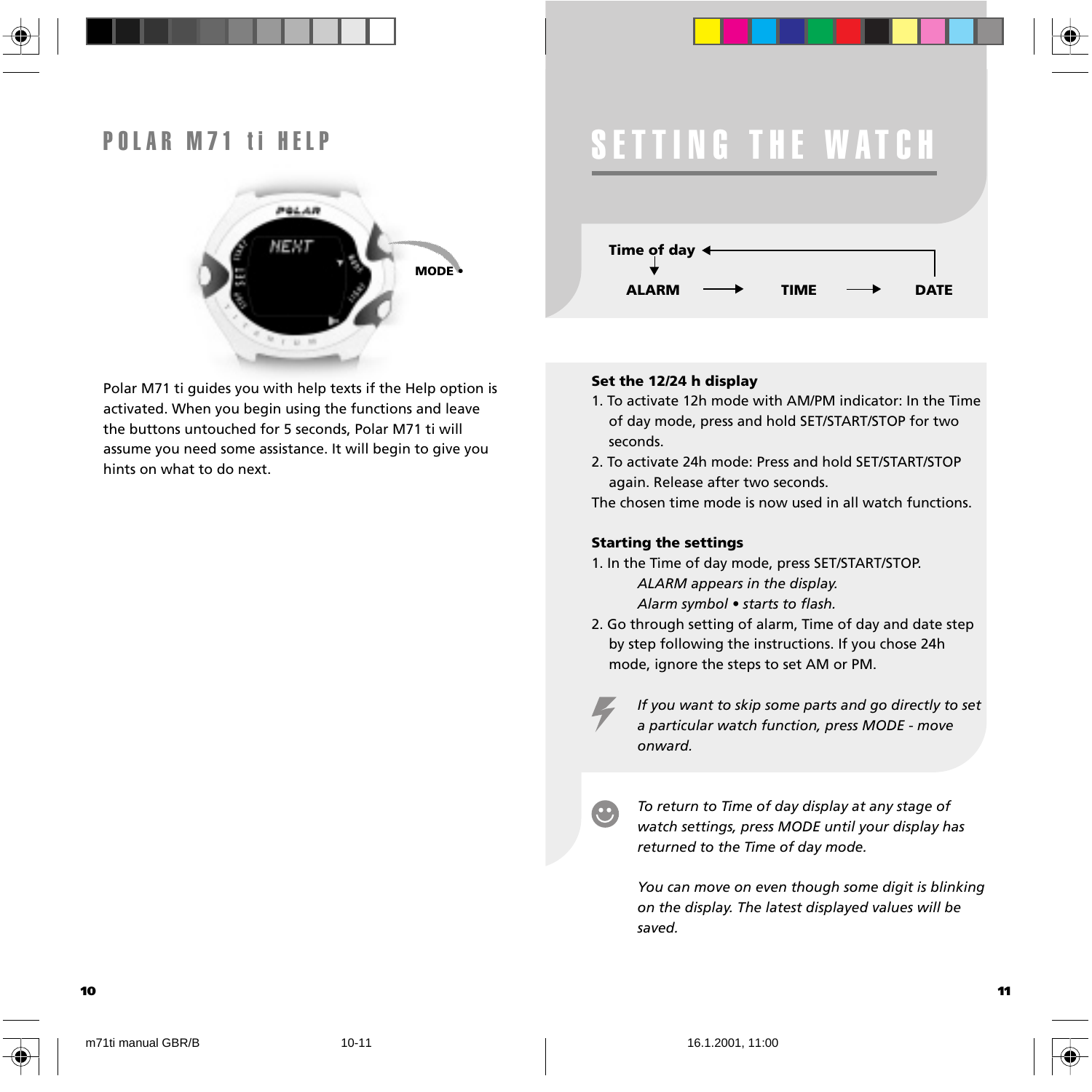# POLAR M71 ti HELP

MODE •

Polar M71 ti guides you with help texts if the Help option is activated. When you begin using the functions and leave the buttons untouched for 5 seconds, Polar M71 ti will assume you need some assistance. It will begin to give you hints on what to do next.

# SETTING THE WATCH

**Time of day** ←
↓
**ALARM** → **TIME** → **DATE**

**Set the 12/24 h display**

1. To activate 12h mode with AM/PM indicator: In the Time of day mode, press and hold SET/START/STOP for two seconds.
2. To activate 24h mode: Press and hold SET/START/STOP again. Release after two seconds.

The chosen time mode is now used in all watch functions.

**Starting the settings**

1. In the Time of day mode, press SET/START/STOP.
   *ALARM appears in the display.*
   *Alarm symbol • starts to flash.*
2. Go through setting of alarm, Time of day and date step by step following the instructions. If you chose 24h mode, ignore the steps to set AM or PM.

*If you want to skip some parts and go directly to set a particular watch function, press MODE - move onward.*

*To return to Time of day display at any stage of watch settings, press MODE until your display has returned to the Time of day mode.*

*You can move on even though some digit is blinking on the display. The latest displayed values will be saved.*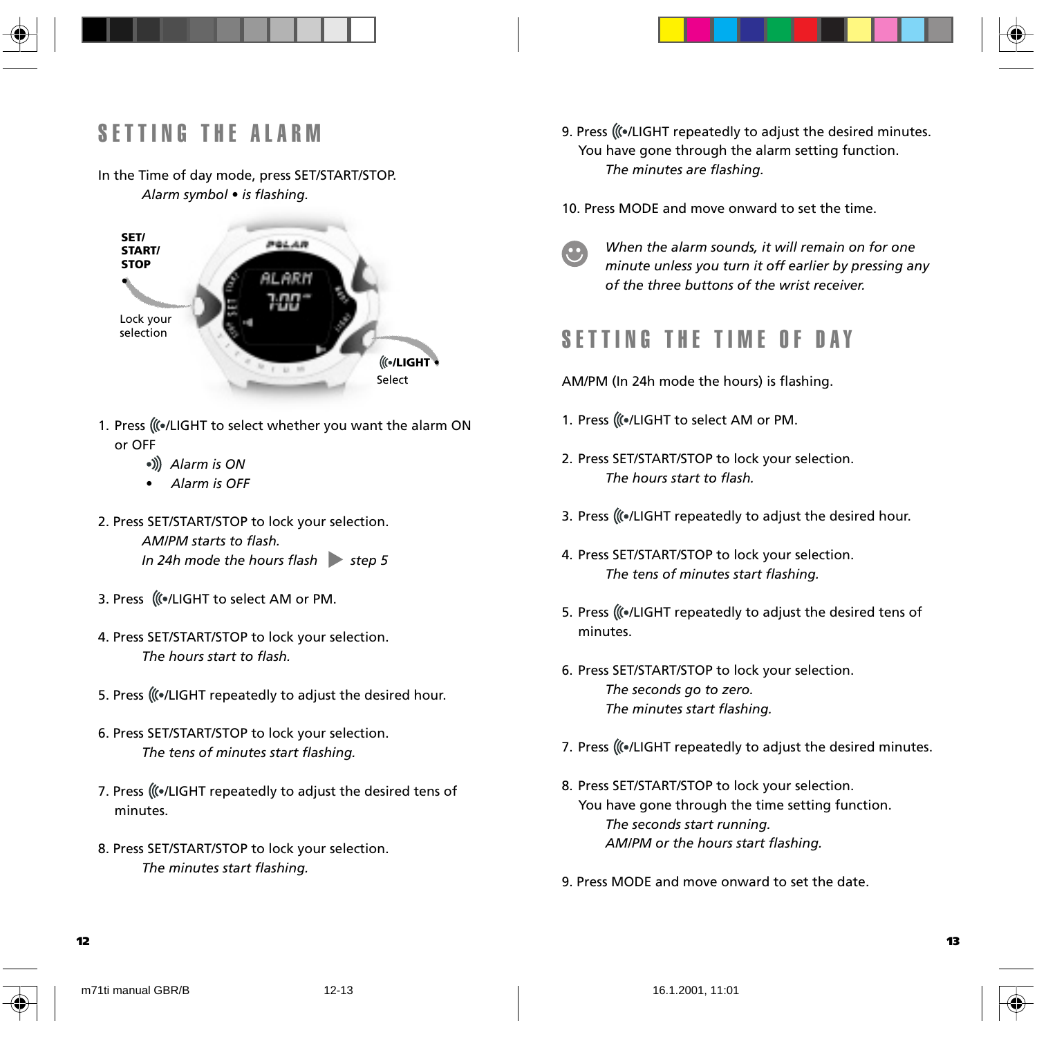# SETTING THE ALARM

In the Time of day mode, press SET/START/STOP.

*Alarm symbol • is flashing.*

SET/ START/ STOP

Lock your selection

((•/LIGHT •

Select

1. Press ((•/LIGHT to select whether you want the alarm ON or OFF
   - •)) *Alarm is ON*
   - • *Alarm is OFF*

2. Press SET/START/STOP to lock your selection.
   *AM/PM starts to flash.*
   *In 24h mode the hours flash ▶ step 5*

3. Press ((•/LIGHT to select AM or PM.

4. Press SET/START/STOP to lock your selection.
   *The hours start to flash.*

5. Press ((•/LIGHT repeatedly to adjust the desired hour.

6. Press SET/START/STOP to lock your selection.
   *The tens of minutes start flashing.*

7. Press ((•/LIGHT repeatedly to adjust the desired tens of minutes.

8. Press SET/START/STOP to lock your selection.
   *The minutes start flashing.*

9. Press ((•/LIGHT repeatedly to adjust the desired minutes.
   You have gone through the alarm setting function.
   *The minutes are flashing.*

10. Press MODE and move onward to set the time.

*When the alarm sounds, it will remain on for one minute unless you turn it off earlier by pressing any of the three buttons of the wrist receiver.*

# SETTING THE TIME OF DAY

AM/PM (In 24h mode the hours) is flashing.

1. Press ((•/LIGHT to select AM or PM.

2. Press SET/START/STOP to lock your selection.
   *The hours start to flash.*

3. Press ((•/LIGHT repeatedly to adjust the desired hour.

4. Press SET/START/STOP to lock your selection.
   *The tens of minutes start flashing.*

5. Press ((•/LIGHT repeatedly to adjust the desired tens of minutes.

6. Press SET/START/STOP to lock your selection.
   *The seconds go to zero.*
   *The minutes start flashing.*

7. Press ((•/LIGHT repeatedly to adjust the desired minutes.

8. Press SET/START/STOP to lock your selection.
   You have gone through the time setting function.
   *The seconds start running.*
   *AM/PM or the hours start flashing.*

9. Press MODE and move onward to set the date.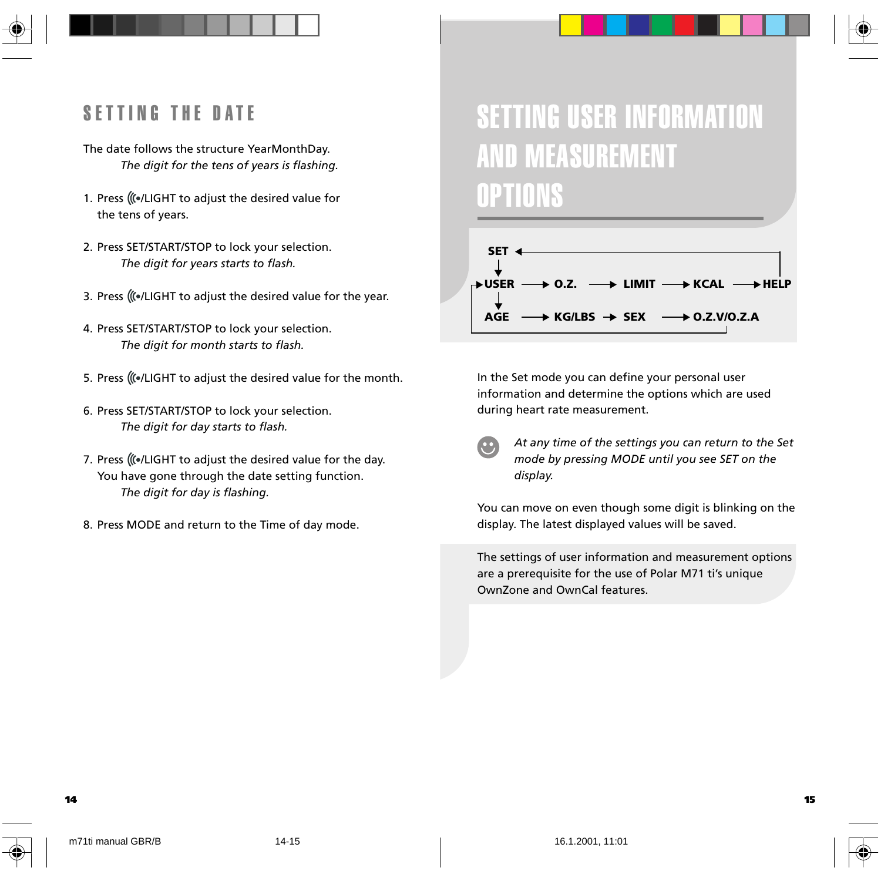## SETTING THE DATE

The date follows the structure YearMonthDay.

*The digit for the tens of years is flashing.*

1. Press ((•/LIGHT to adjust the desired value for the tens of years.
2. Press SET/START/STOP to lock your selection.
   *The digit for years starts to flash.*
3. Press ((•/LIGHT to adjust the desired value for the year.
4. Press SET/START/STOP to lock your selection.
   *The digit for month starts to flash.*
5. Press ((•/LIGHT to adjust the desired value for the month.
6. Press SET/START/STOP to lock your selection.
   *The digit for day starts to flash.*
7. Press ((•/LIGHT to adjust the desired value for the day. You have gone through the date setting function.
   *The digit for day is flashing.*
8. Press MODE and return to the Time of day mode.

# SETTING USER INFORMATION AND MEASUREMENT OPTIONS

SET → USER → O.Z. → LIMIT → KCAL → HELP → SET

USER → AGE → KG/LBS → SEX → O.Z.V/O.Z.A → USER

In the Set mode you can define your personal user information and determine the options which are used during heart rate measurement.

*At any time of the settings you can return to the Set mode by pressing MODE until you see SET on the display.*

You can move on even though some digit is blinking on the display. The latest displayed values will be saved.

The settings of user information and measurement options are a prerequisite for the use of Polar M71 ti's unique OwnZone and OwnCal features.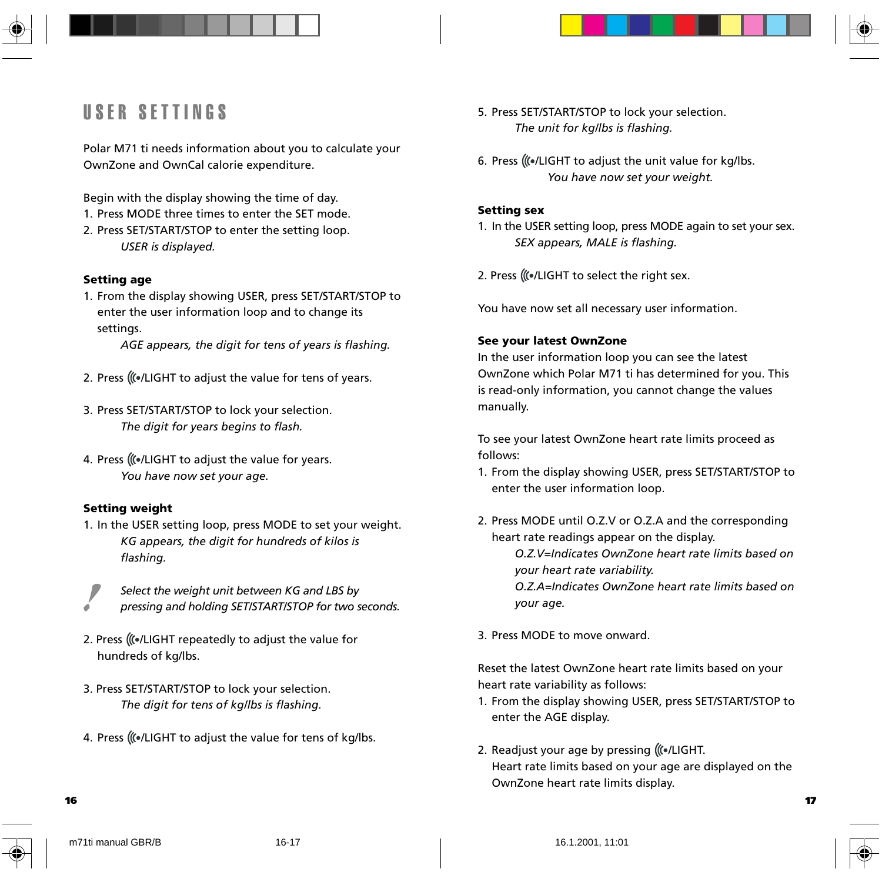# USER SETTINGS

Polar M71 ti needs information about you to calculate your OwnZone and OwnCal calorie expenditure.

Begin with the display showing the time of day.

1. Press MODE three times to enter the SET mode.
2. Press SET/START/STOP to enter the setting loop.
   *USER is displayed.*

**Setting age**

1. From the display showing USER, press SET/START/STOP to enter the user information loop and to change its settings.
   *AGE appears, the digit for tens of years is flashing.*

2. Press ((•/LIGHT to adjust the value for tens of years.

3. Press SET/START/STOP to lock your selection.
   *The digit for years begins to flash.*

4. Press ((•/LIGHT to adjust the value for years.
   *You have now set your age.*

**Setting weight**

1. In the USER setting loop, press MODE to set your weight.
   *KG appears, the digit for hundreds of kilos is flashing.*

*Select the weight unit between KG and LBS by pressing and holding SET/START/STOP for two seconds.*

2. Press ((•/LIGHT repeatedly to adjust the value for hundreds of kg/lbs.

3. Press SET/START/STOP to lock your selection.
   *The digit for tens of kg/lbs is flashing.*

4. Press ((•/LIGHT to adjust the value for tens of kg/lbs.

5. Press SET/START/STOP to lock your selection.
   *The unit for kg/lbs is flashing.*

6. Press ((•/LIGHT to adjust the unit value for kg/lbs.
   *You have now set your weight.*

**Setting sex**

1. In the USER setting loop, press MODE again to set your sex.
   *SEX appears, MALE is flashing.*

2. Press ((•/LIGHT to select the right sex.

You have now set all necessary user information.

**See your latest OwnZone**

In the user information loop you can see the latest OwnZone which Polar M71 ti has determined for you. This is read-only information, you cannot change the values manually.

To see your latest OwnZone heart rate limits proceed as follows:

1. From the display showing USER, press SET/START/STOP to enter the user information loop.

2. Press MODE until O.Z.V or O.Z.A and the corresponding heart rate readings appear on the display.
   *O.Z.V=Indicates OwnZone heart rate limits based on your heart rate variability.*
   *O.Z.A=Indicates OwnZone heart rate limits based on your age.*

3. Press MODE to move onward.

Reset the latest OwnZone heart rate limits based on your heart rate variability as follows:

1. From the display showing USER, press SET/START/STOP to enter the AGE display.

2. Readjust your age by pressing ((•/LIGHT.
   Heart rate limits based on your age are displayed on the OwnZone heart rate limits display.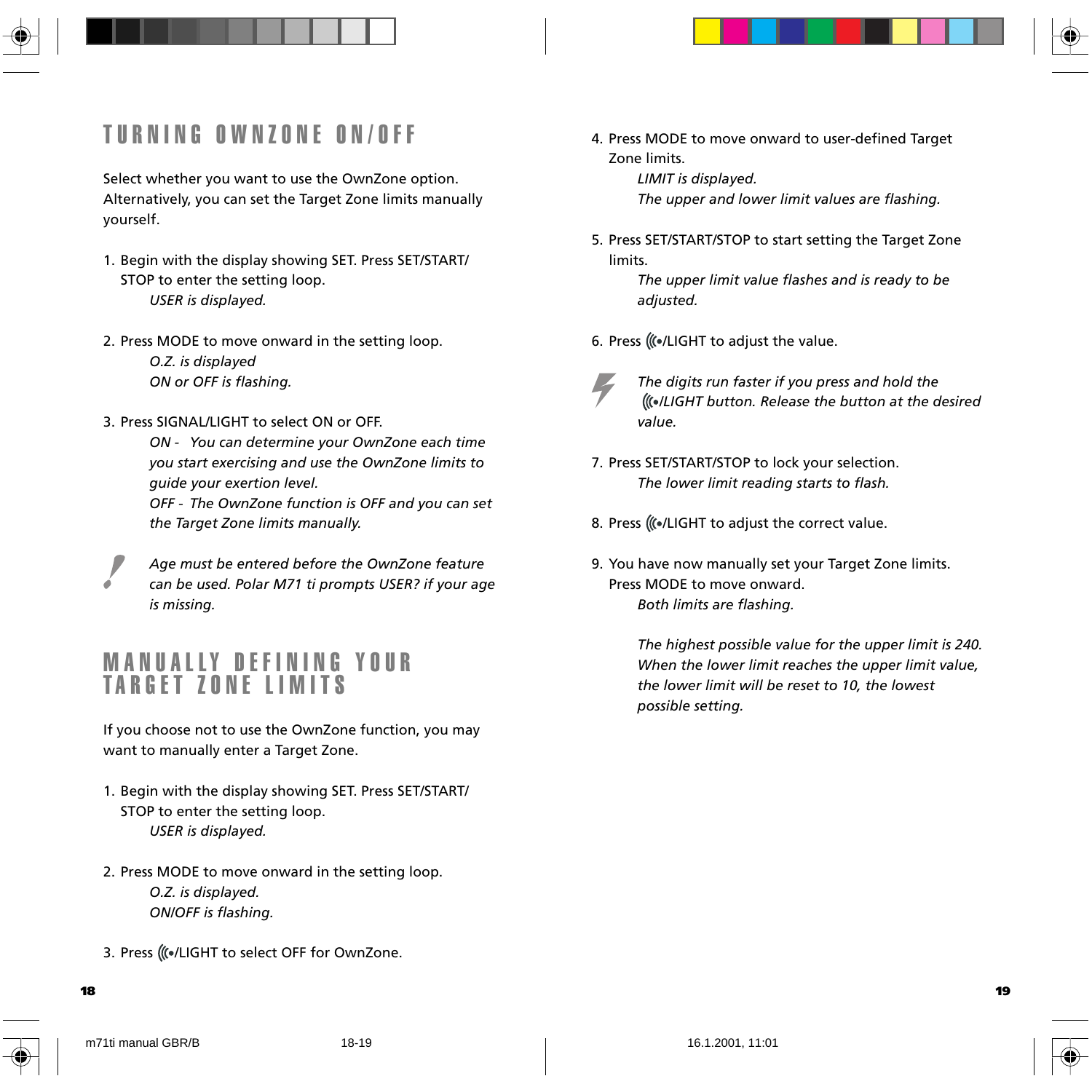## TURNING OWNZONE ON/OFF

Select whether you want to use the OwnZone option. Alternatively, you can set the Target Zone limits manually yourself.

1. Begin with the display showing SET. Press SET/START/STOP to enter the setting loop.
   *USER is displayed.*

2. Press MODE to move onward in the setting loop.
   *O.Z. is displayed*
   *ON or OFF is flashing.*

3. Press SIGNAL/LIGHT to select ON or OFF.
   *ON - You can determine your OwnZone each time you start exercising and use the OwnZone limits to guide your exertion level.*
   *OFF - The OwnZone function is OFF and you can set the Target Zone limits manually.*

*Age must be entered before the OwnZone feature can be used. Polar M71 ti prompts USER? if your age is missing.*

## MANUALLY DEFINING YOUR TARGET ZONE LIMITS

If you choose not to use the OwnZone function, you may want to manually enter a Target Zone.

1. Begin with the display showing SET. Press SET/START/STOP to enter the setting loop.
   *USER is displayed.*

2. Press MODE to move onward in the setting loop.
   *O.Z. is displayed.*
   *ON/OFF is flashing.*

3. Press ((•/LIGHT to select OFF for OwnZone.

4. Press MODE to move onward to user-defined Target Zone limits.
   *LIMIT is displayed.*
   *The upper and lower limit values are flashing.*

5. Press SET/START/STOP to start setting the Target Zone limits.
   *The upper limit value flashes and is ready to be adjusted.*

6. Press ((•/LIGHT to adjust the value.

*The digits run faster if you press and hold the ((•/LIGHT button. Release the button at the desired value.*

7. Press SET/START/STOP to lock your selection.
   *The lower limit reading starts to flash.*

8. Press ((•/LIGHT to adjust the correct value.

9. You have now manually set your Target Zone limits. Press MODE to move onward.
   *Both limits are flashing.*

   *The highest possible value for the upper limit is 240. When the lower limit reaches the upper limit value, the lower limit will be reset to 10, the lowest possible setting.*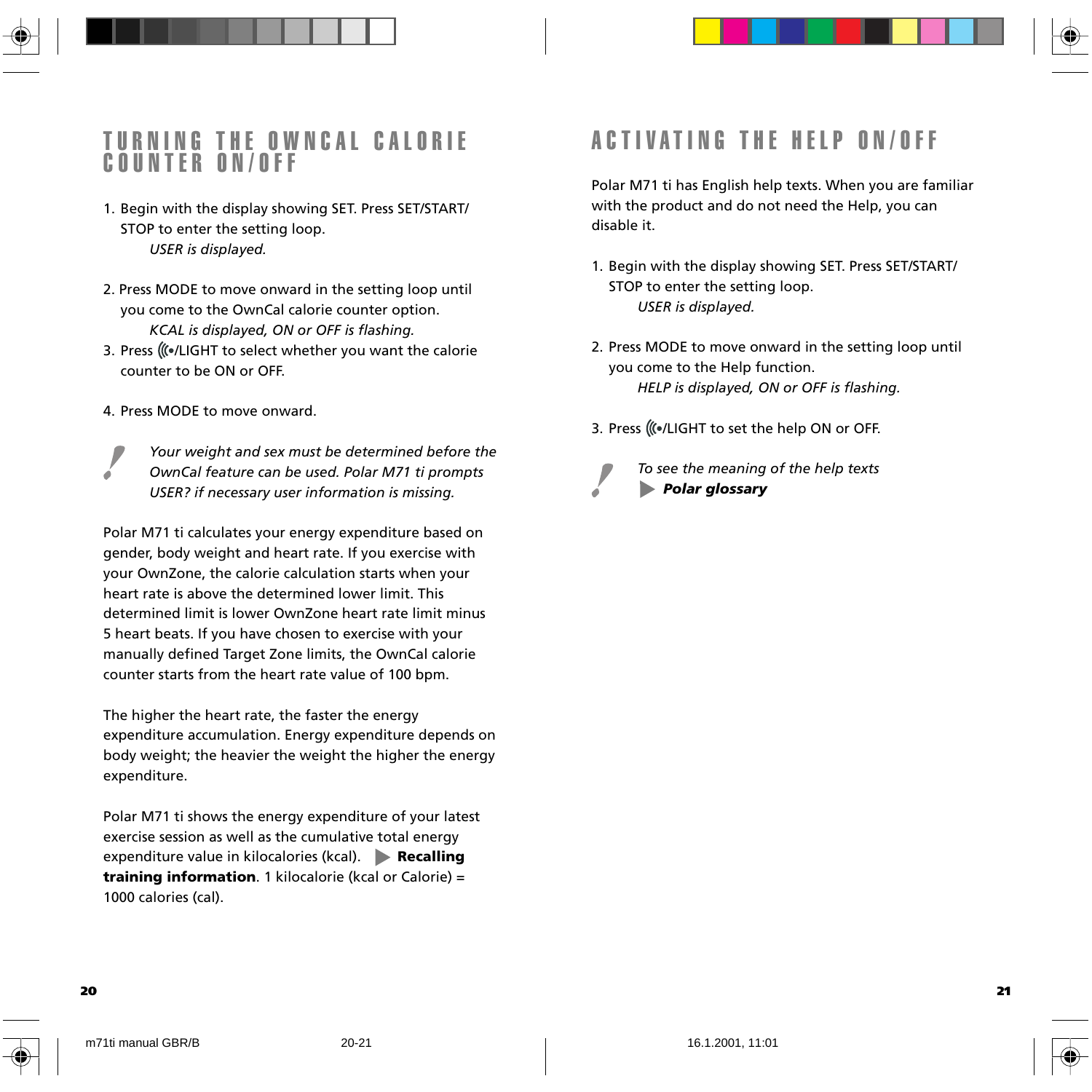# TURNING THE OWNCAL CALORIE COUNTER ON/OFF

1. Begin with the display showing SET. Press SET/START/STOP to enter the setting loop.
   *USER is displayed.*

2. Press MODE to move onward in the setting loop until you come to the OwnCal calorie counter option.
   *KCAL is displayed, ON or OFF is flashing.*
3. Press ((•/LIGHT to select whether you want the calorie counter to be ON or OFF.

4. Press MODE to move onward.

*Your weight and sex must be determined before the OwnCal feature can be used. Polar M71 ti prompts USER? if necessary user information is missing.*

Polar M71 ti calculates your energy expenditure based on gender, body weight and heart rate. If you exercise with your OwnZone, the calorie calculation starts when your heart rate is above the determined lower limit. This determined limit is lower OwnZone heart rate limit minus 5 heart beats. If you have chosen to exercise with your manually defined Target Zone limits, the OwnCal calorie counter starts from the heart rate value of 100 bpm.

The higher the heart rate, the faster the energy expenditure accumulation. Energy expenditure depends on body weight; the heavier the weight the higher the energy expenditure.

Polar M71 ti shows the energy expenditure of your latest exercise session as well as the cumulative total energy expenditure value in kilocalories (kcal). ▶ **Recalling training information**. 1 kilocalorie (kcal or Calorie) = 1000 calories (cal).

# ACTIVATING THE HELP ON/OFF

Polar M71 ti has English help texts. When you are familiar with the product and do not need the Help, you can disable it.

1. Begin with the display showing SET. Press SET/START/STOP to enter the setting loop.
   *USER is displayed.*

2. Press MODE to move onward in the setting loop until you come to the Help function.
   *HELP is displayed, ON or OFF is flashing.*

3. Press ((•/LIGHT to set the help ON or OFF.

*To see the meaning of the help texts*
▶ ***Polar glossary***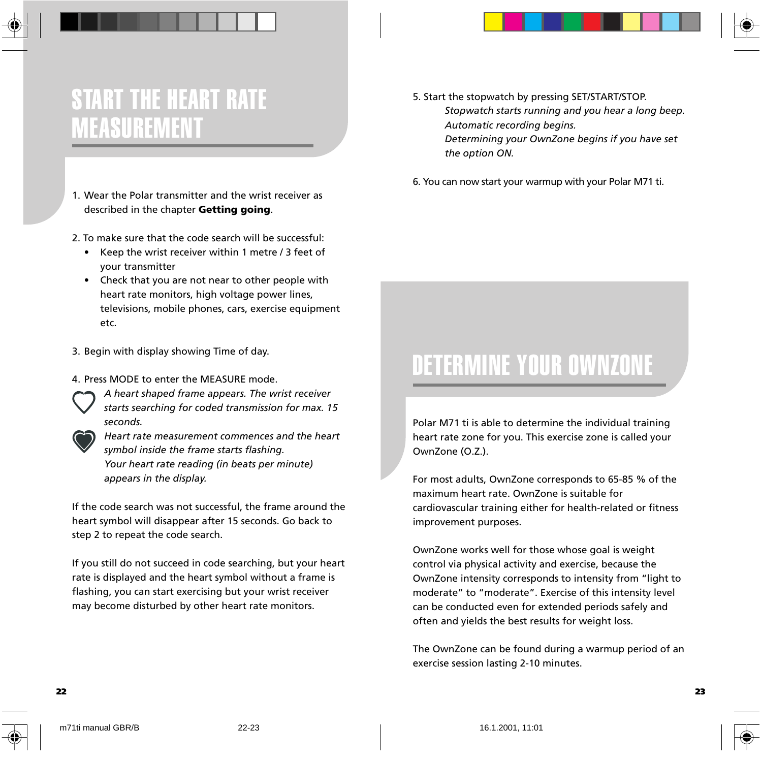# START THE HEART RATE MEASUREMENT

1. Wear the Polar transmitter and the wrist receiver as described in the chapter **Getting going**.

2. To make sure that the code search will be successful:
   - Keep the wrist receiver within 1 metre / 3 feet of your transmitter
   - Check that you are not near to other people with heart rate monitors, high voltage power lines, televisions, mobile phones, cars, exercise equipment etc.

3. Begin with display showing Time of day.

4. Press MODE to enter the MEASURE mode.
   *A heart shaped frame appears. The wrist receiver starts searching for coded transmission for max. 15 seconds.*
   *Heart rate measurement commences and the heart symbol inside the frame starts flashing.*
   *Your heart rate reading (in beats per minute) appears in the display.*

If the code search was not successful, the frame around the heart symbol will disappear after 15 seconds. Go back to step 2 to repeat the code search.

If you still do not succeed in code searching, but your heart rate is displayed and the heart symbol without a frame is flashing, you can start exercising but your wrist receiver may become disturbed by other heart rate monitors.

5. Start the stopwatch by pressing SET/START/STOP.
   *Stopwatch starts running and you hear a long beep.*
   *Automatic recording begins.*
   *Determining your OwnZone begins if you have set the option ON.*

6. You can now start your warmup with your Polar M71 ti.

# DETERMINE YOUR OWNZONE

Polar M71 ti is able to determine the individual training heart rate zone for you. This exercise zone is called your OwnZone (O.Z.).

For most adults, OwnZone corresponds to 65-85 % of the maximum heart rate. OwnZone is suitable for cardiovascular training either for health-related or fitness improvement purposes.

OwnZone works well for those whose goal is weight control via physical activity and exercise, because the OwnZone intensity corresponds to intensity from "light to moderate" to "moderate". Exercise of this intensity level can be conducted even for extended periods safely and often and yields the best results for weight loss.

The OwnZone can be found during a warmup period of an exercise session lasting 2-10 minutes.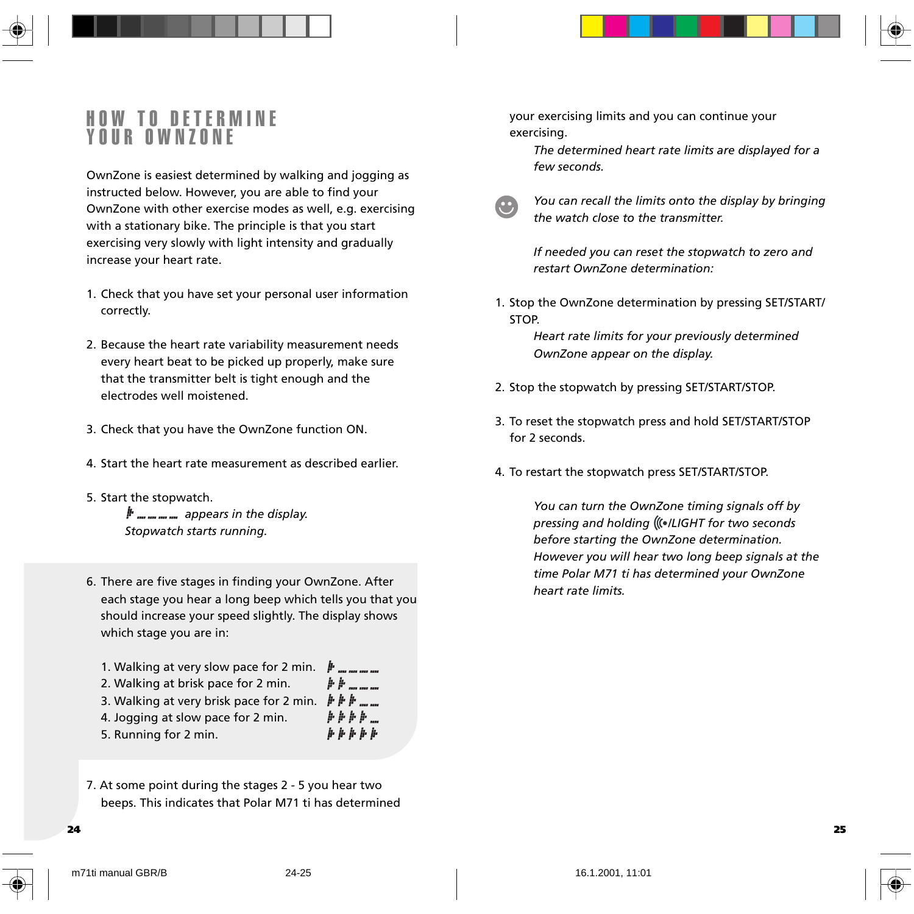# HOW TO DETERMINE YOUR OWNZONE

OwnZone is easiest determined by walking and jogging as instructed below. However, you are able to find your OwnZone with other exercise modes as well, e.g. exercising with a stationary bike. The principle is that you start exercising very slowly with light intensity and gradually increase your heart rate.

1. Check that you have set your personal user information correctly.

2. Because the heart rate variability measurement needs every heart beat to be picked up properly, make sure that the transmitter belt is tight enough and the electrodes well moistened.

3. Check that you have the OwnZone function ON.

4. Start the heart rate measurement as described earlier.

5. Start the stopwatch.

   *appears in the display.*
   *Stopwatch starts running.*

6. There are five stages in finding your OwnZone. After each stage you hear a long beep which tells you that you should increase your speed slightly. The display shows which stage you are in:

   1. Walking at very slow pace for 2 min.
   2. Walking at brisk pace for 2 min.
   3. Walking at very brisk pace for 2 min.
   4. Jogging at slow pace for 2 min.
   5. Running for 2 min.

7. At some point during the stages 2 - 5 you hear two beeps. This indicates that Polar M71 ti has determined your exercising limits and you can continue your exercising.

   *The determined heart rate limits are displayed for a few seconds.*

*You can recall the limits onto the display by bringing the watch close to the transmitter.*

*If needed you can reset the stopwatch to zero and restart OwnZone determination:*

1. Stop the OwnZone determination by pressing SET/START/STOP.

   *Heart rate limits for your previously determined OwnZone appear on the display.*

2. Stop the stopwatch by pressing SET/START/STOP.

3. To reset the stopwatch press and hold SET/START/STOP for 2 seconds.

4. To restart the stopwatch press SET/START/STOP.

*You can turn the OwnZone timing signals off by pressing and holding ((•/LIGHT for two seconds before starting the OwnZone determination. However you will hear two long beep signals at the time Polar M71 ti has determined your OwnZone heart rate limits.*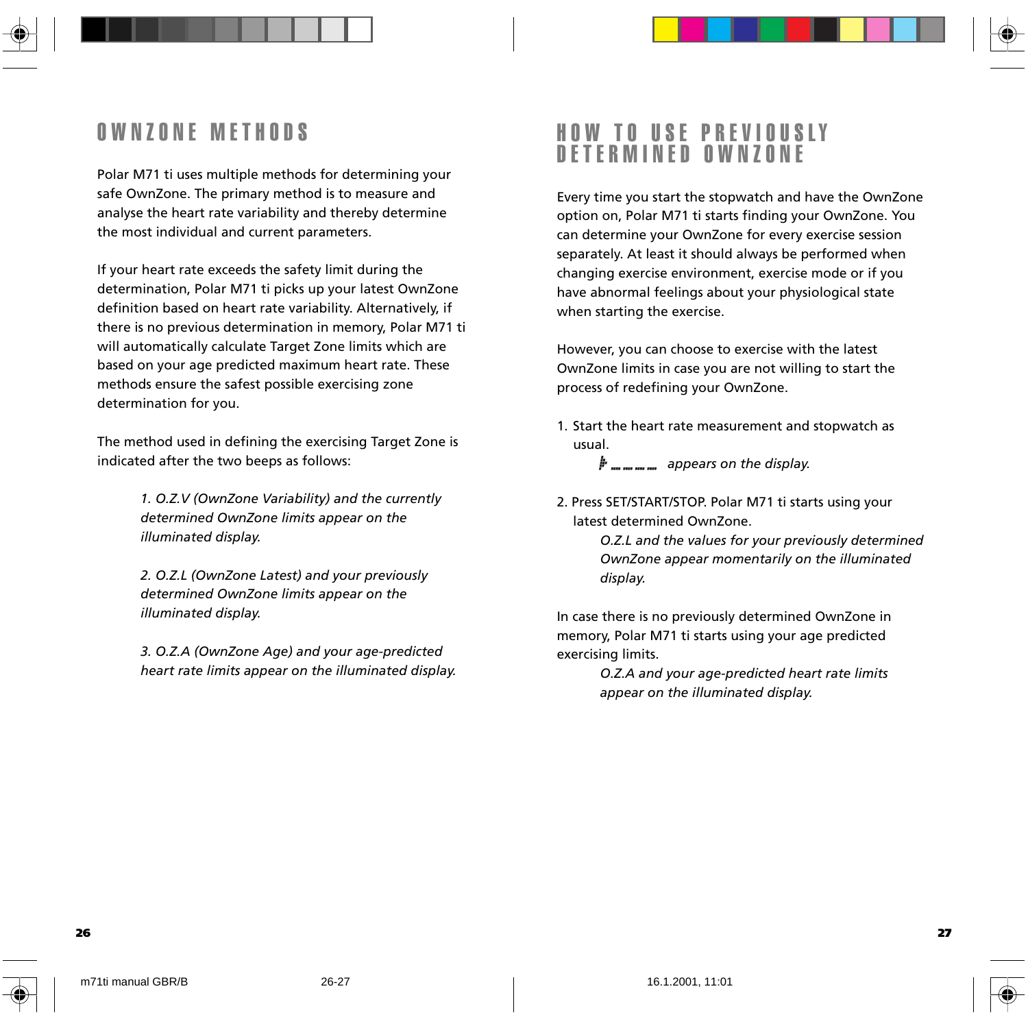## OWNZONE METHODS

Polar M71 ti uses multiple methods for determining your safe OwnZone. The primary method is to measure and analyse the heart rate variability and thereby determine the most individual and current parameters.

If your heart rate exceeds the safety limit during the determination, Polar M71 ti picks up your latest OwnZone definition based on heart rate variability. Alternatively, if there is no previous determination in memory, Polar M71 ti will automatically calculate Target Zone limits which are based on your age predicted maximum heart rate. These methods ensure the safest possible exercising zone determination for you.

The method used in defining the exercising Target Zone is indicated after the two beeps as follows:

*1. O.Z.V (OwnZone Variability) and the currently determined OwnZone limits appear on the illuminated display.*

*2. O.Z.L (OwnZone Latest) and your previously determined OwnZone limits appear on the illuminated display.*

*3. O.Z.A (OwnZone Age) and your age-predicted heart rate limits appear on the illuminated display.*

## HOW TO USE PREVIOUSLY DETERMINED OWNZONE

Every time you start the stopwatch and have the OwnZone option on, Polar M71 ti starts finding your OwnZone. You can determine your OwnZone for every exercise session separately. At least it should always be performed when changing exercise environment, exercise mode or if you have abnormal feelings about your physiological state when starting the exercise.

However, you can choose to exercise with the latest OwnZone limits in case you are not willing to start the process of redefining your OwnZone.

1. Start the heart rate measurement and stopwatch as usual.

   *- - - - appears on the display.*

2. Press SET/START/STOP. Polar M71 ti starts using your latest determined OwnZone.

   *O.Z.L and the values for your previously determined OwnZone appear momentarily on the illuminated display.*

In case there is no previously determined OwnZone in memory, Polar M71 ti starts using your age predicted exercising limits.

*O.Z.A and your age-predicted heart rate limits appear on the illuminated display.*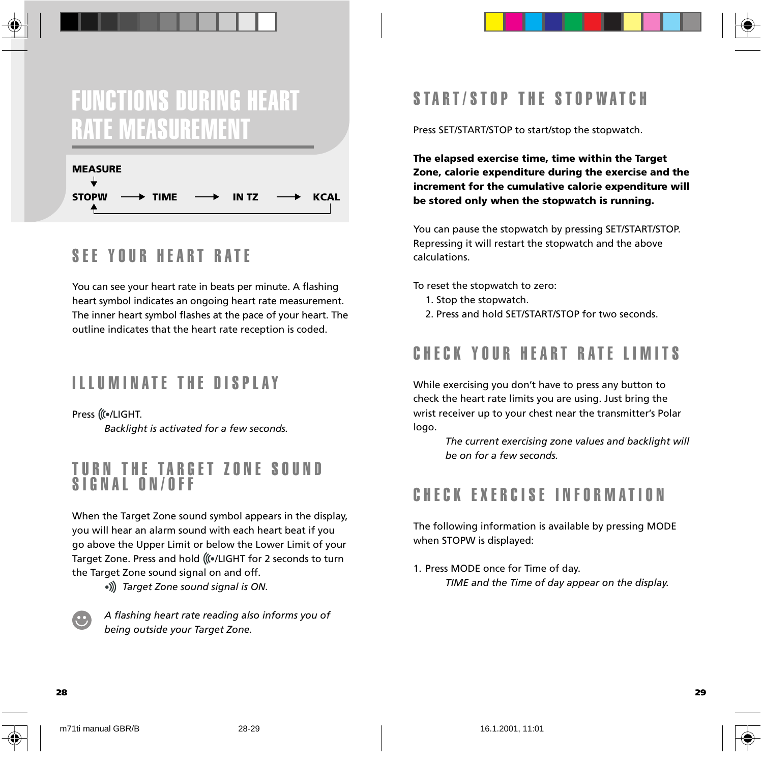# FUNCTIONS DURING HEART RATE MEASUREMENT

**MEASURE**
↓
**STOPW** ⟶ **TIME** ⟶ **IN TZ** ⟶ **KCAL**

## SEE YOUR HEART RATE

You can see your heart rate in beats per minute. A flashing heart symbol indicates an ongoing heart rate measurement. The inner heart symbol flashes at the pace of your heart. The outline indicates that the heart rate reception is coded.

## ILLUMINATE THE DISPLAY

Press ((•/LIGHT.

*Backlight is activated for a few seconds.*

## TURN THE TARGET ZONE SOUND SIGNAL ON/OFF

When the Target Zone sound symbol appears in the display, you will hear an alarm sound with each heart beat if you go above the Upper Limit or below the Lower Limit of your Target Zone. Press and hold ((•/LIGHT for 2 seconds to turn the Target Zone sound signal on and off.

•))) *Target Zone sound signal is ON.*

*A flashing heart rate reading also informs you of being outside your Target Zone.*

## START/STOP THE STOPWATCH

Press SET/START/STOP to start/stop the stopwatch.

**The elapsed exercise time, time within the Target Zone, calorie expenditure during the exercise and the increment for the cumulative calorie expenditure will be stored only when the stopwatch is running.**

You can pause the stopwatch by pressing SET/START/STOP. Repressing it will restart the stopwatch and the above calculations.

To reset the stopwatch to zero:

1. Stop the stopwatch.
2. Press and hold SET/START/STOP for two seconds.

## CHECK YOUR HEART RATE LIMITS

While exercising you don't have to press any button to check the heart rate limits you are using. Just bring the wrist receiver up to your chest near the transmitter's Polar logo.

*The current exercising zone values and backlight will be on for a few seconds.*

## CHECK EXERCISE INFORMATION

The following information is available by pressing MODE when STOPW is displayed:

1. Press MODE once for Time of day.

   *TIME and the Time of day appear on the display.*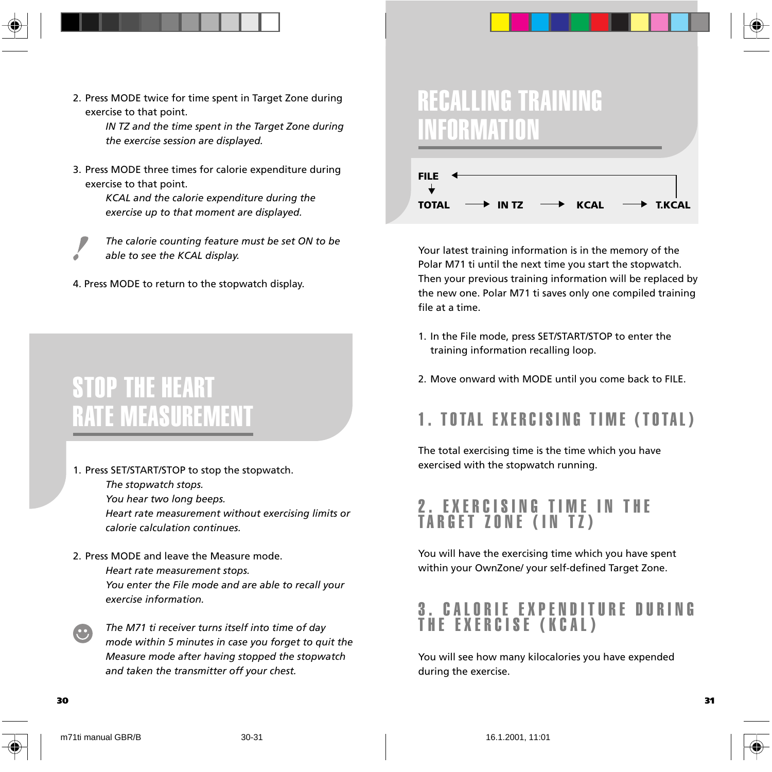2. Press MODE twice for time spent in Target Zone during exercise to that point.
   *IN TZ and the time spent in the Target Zone during the exercise session are displayed.*

3. Press MODE three times for calorie expenditure during exercise to that point.
   *KCAL and the calorie expenditure during the exercise up to that moment are displayed.*

*The calorie counting feature must be set ON to be able to see the KCAL display.*

4. Press MODE to return to the stopwatch display.

# STOP THE HEART RATE MEASUREMENT

1. Press SET/START/STOP to stop the stopwatch.
   *The stopwatch stops.*
   *You hear two long beeps.*
   *Heart rate measurement without exercising limits or calorie calculation continues.*

2. Press MODE and leave the Measure mode.
   *Heart rate measurement stops.*
   *You enter the File mode and are able to recall your exercise information.*

*The M71 ti receiver turns itself into time of day mode within 5 minutes in case you forget to quit the Measure mode after having stopped the stopwatch and taken the transmitter off your chest.*

# RECALLING TRAINING INFORMATION

**FILE** → **TOTAL** → **IN TZ** → **KCAL** → **T.KCAL** → back to **FILE**

Your latest training information is in the memory of the Polar M71 ti until the next time you start the stopwatch. Then your previous training information will be replaced by the new one. Polar M71 ti saves only one compiled training file at a time.

1. In the File mode, press SET/START/STOP to enter the training information recalling loop.

2. Move onward with MODE until you come back to FILE.

## 1. TOTAL EXERCISING TIME (TOTAL)

The total exercising time is the time which you have exercised with the stopwatch running.

## 2. EXERCISING TIME IN THE TARGET ZONE (IN TZ)

You will have the exercising time which you have spent within your OwnZone/ your self-defined Target Zone.

## 3. CALORIE EXPENDITURE DURING THE EXERCISE (KCAL)

You will see how many kilocalories you have expended during the exercise.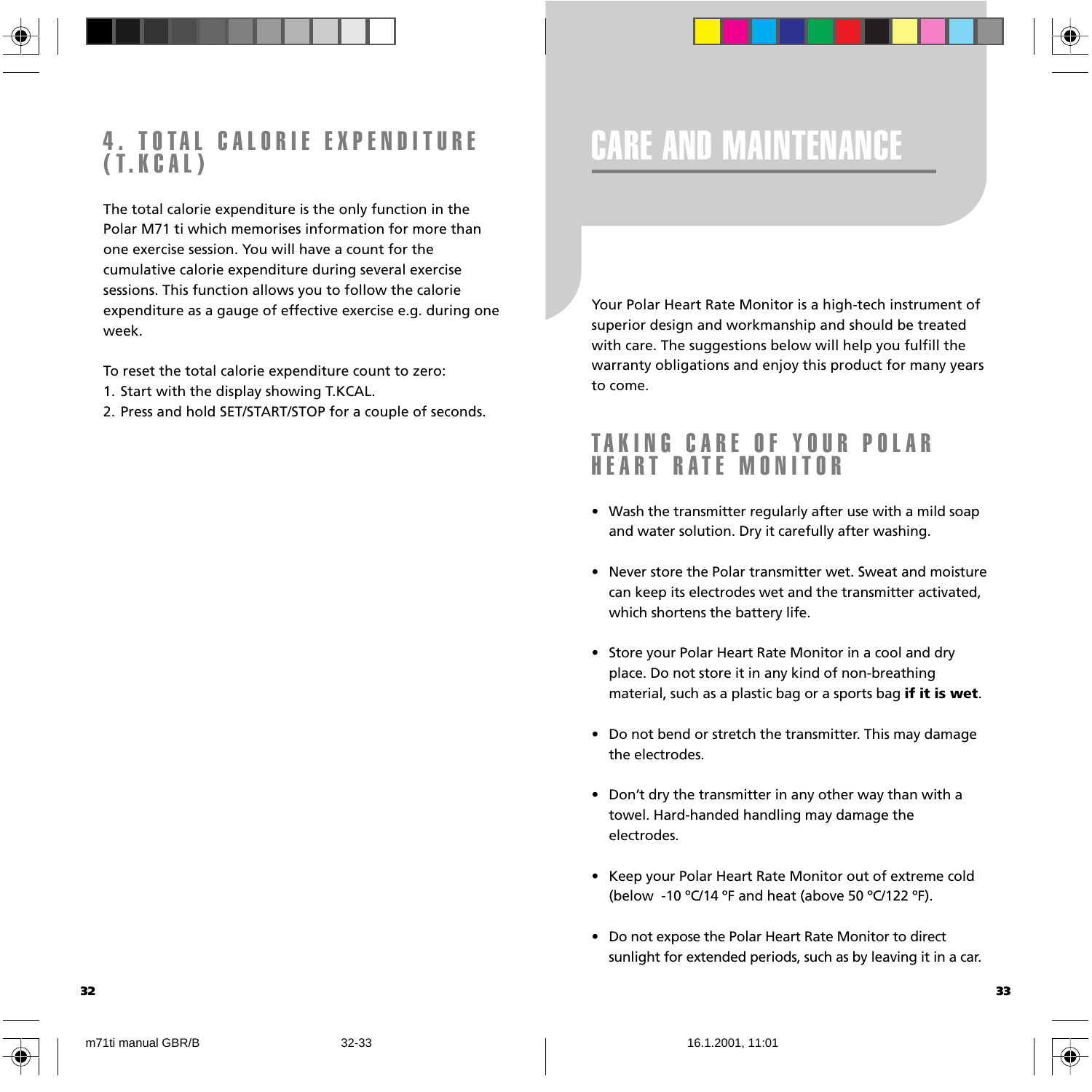## 4. TOTAL CALORIE EXPENDITURE (T.KCAL)

The total calorie expenditure is the only function in the Polar M71 ti which memorises information for more than one exercise session. You will have a count for the cumulative calorie expenditure during several exercise sessions. This function allows you to follow the calorie expenditure as a gauge of effective exercise e.g. during one week.

To reset the total calorie expenditure count to zero:

1. Start with the display showing T.KCAL.
2. Press and hold SET/START/STOP for a couple of seconds.

# CARE AND MAINTENANCE

Your Polar Heart Rate Monitor is a high-tech instrument of superior design and workmanship and should be treated with care. The suggestions below will help you fulfill the warranty obligations and enjoy this product for many years to come.

## TAKING CARE OF YOUR POLAR HEART RATE MONITOR

- Wash the transmitter regularly after use with a mild soap and water solution. Dry it carefully after washing.
- Never store the Polar transmitter wet. Sweat and moisture can keep its electrodes wet and the transmitter activated, which shortens the battery life.
- Store your Polar Heart Rate Monitor in a cool and dry place. Do not store it in any kind of non-breathing material, such as a plastic bag or a sports bag **if it is wet**.
- Do not bend or stretch the transmitter. This may damage the electrodes.
- Don't dry the transmitter in any other way than with a towel. Hard-handed handling may damage the electrodes.
- Keep your Polar Heart Rate Monitor out of extreme cold (below -10 °C/14 °F and heat (above 50 °C/122 °F).
- Do not expose the Polar Heart Rate Monitor to direct sunlight for extended periods, such as by leaving it in a car.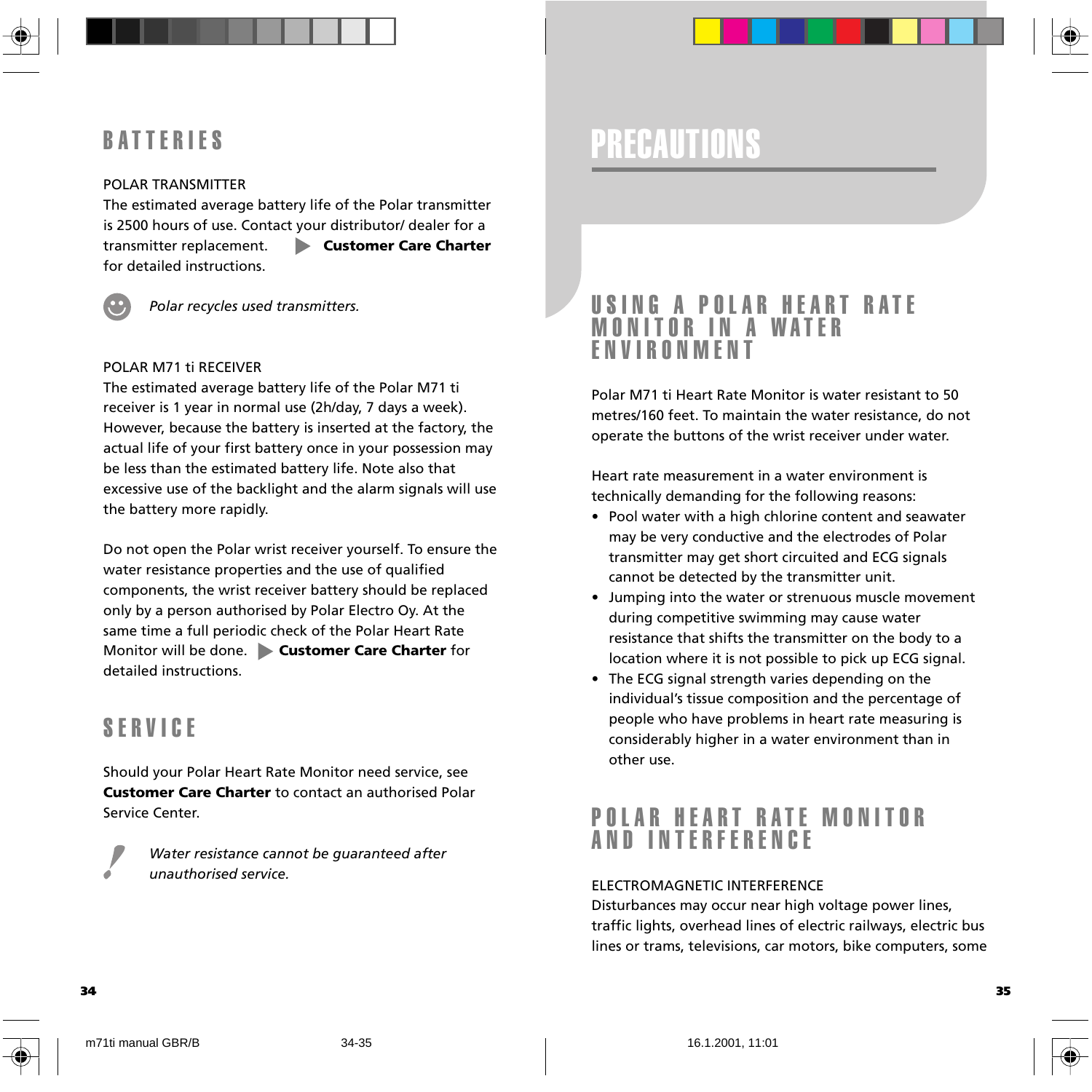# BATTERIES

POLAR TRANSMITTER

The estimated average battery life of the Polar transmitter is 2500 hours of use. Contact your distributor/ dealer for a transmitter replacement. ▶ **Customer Care Charter** for detailed instructions.

*Polar recycles used transmitters.*

POLAR M71 ti RECEIVER

The estimated average battery life of the Polar M71 ti receiver is 1 year in normal use (2h/day, 7 days a week). However, because the battery is inserted at the factory, the actual life of your first battery once in your possession may be less than the estimated battery life. Note also that excessive use of the backlight and the alarm signals will use the battery more rapidly.

Do not open the Polar wrist receiver yourself. To ensure the water resistance properties and the use of qualified components, the wrist receiver battery should be replaced only by a person authorised by Polar Electro Oy. At the same time a full periodic check of the Polar Heart Rate Monitor will be done. ▶ **Customer Care Charter** for detailed instructions.

# SERVICE

Should your Polar Heart Rate Monitor need service, see **Customer Care Charter** to contact an authorised Polar Service Center.

*Water resistance cannot be guaranteed after unauthorised service.*

# PRECAUTIONS

## USING A POLAR HEART RATE MONITOR IN A WATER ENVIRONMENT

Polar M71 ti Heart Rate Monitor is water resistant to 50 metres/160 feet. To maintain the water resistance, do not operate the buttons of the wrist receiver under water.

Heart rate measurement in a water environment is technically demanding for the following reasons:

- Pool water with a high chlorine content and seawater may be very conductive and the electrodes of Polar transmitter may get short circuited and ECG signals cannot be detected by the transmitter unit.
- Jumping into the water or strenuous muscle movement during competitive swimming may cause water resistance that shifts the transmitter on the body to a location where it is not possible to pick up ECG signal.
- The ECG signal strength varies depending on the individual's tissue composition and the percentage of people who have problems in heart rate measuring is considerably higher in a water environment than in other use.

## POLAR HEART RATE MONITOR AND INTERFERENCE

ELECTROMAGNETIC INTERFERENCE

Disturbances may occur near high voltage power lines, traffic lights, overhead lines of electric railways, electric bus lines or trams, televisions, car motors, bike computers, some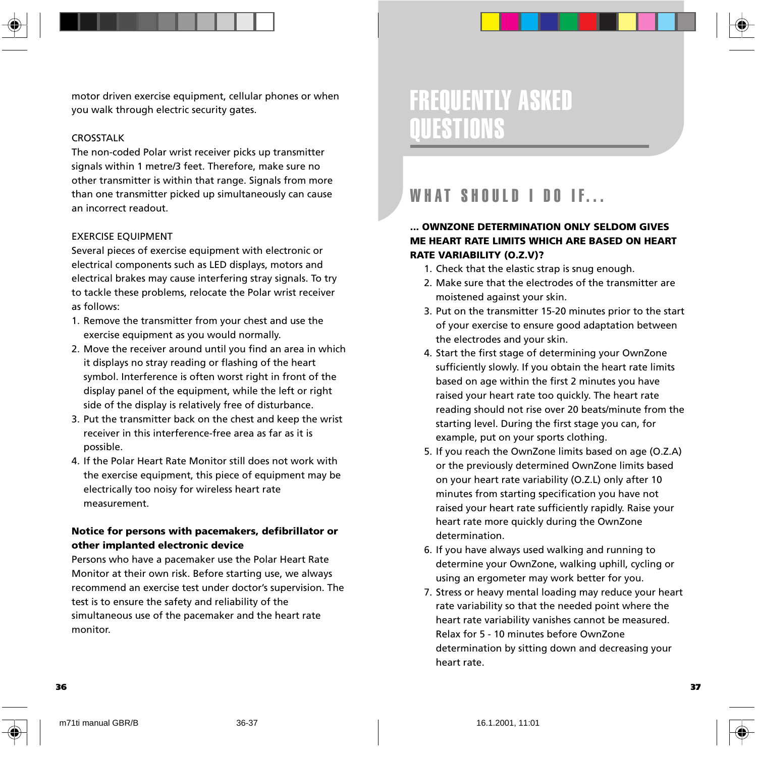motor driven exercise equipment, cellular phones or when you walk through electric security gates.

CROSSTALK

The non-coded Polar wrist receiver picks up transmitter signals within 1 metre/3 feet. Therefore, make sure no other transmitter is within that range. Signals from more than one transmitter picked up simultaneously can cause an incorrect readout.

EXERCISE EQUIPMENT

Several pieces of exercise equipment with electronic or electrical components such as LED displays, motors and electrical brakes may cause interfering stray signals. To try to tackle these problems, relocate the Polar wrist receiver as follows:

1. Remove the transmitter from your chest and use the exercise equipment as you would normally.
2. Move the receiver around until you find an area in which it displays no stray reading or flashing of the heart symbol. Interference is often worst right in front of the display panel of the equipment, while the left or right side of the display is relatively free of disturbance.
3. Put the transmitter back on the chest and keep the wrist receiver in this interference-free area as far as it is possible.
4. If the Polar Heart Rate Monitor still does not work with the exercise equipment, this piece of equipment may be electrically too noisy for wireless heart rate measurement.

**Notice for persons with pacemakers, defibrillator or other implanted electronic device**

Persons who have a pacemaker use the Polar Heart Rate Monitor at their own risk. Before starting use, we always recommend an exercise test under doctor's supervision. The test is to ensure the safety and reliability of the simultaneous use of the pacemaker and the heart rate monitor.

# FREQUENTLY ASKED QUESTIONS

## WHAT SHOULD I DO IF...

**... OWNZONE DETERMINATION ONLY SELDOM GIVES ME HEART RATE LIMITS WHICH ARE BASED ON HEART RATE VARIABILITY (O.Z.V)?**

1. Check that the elastic strap is snug enough.
2. Make sure that the electrodes of the transmitter are moistened against your skin.
3. Put on the transmitter 15-20 minutes prior to the start of your exercise to ensure good adaptation between the electrodes and your skin.
4. Start the first stage of determining your OwnZone sufficiently slowly. If you obtain the heart rate limits based on age within the first 2 minutes you have raised your heart rate too quickly. The heart rate reading should not rise over 20 beats/minute from the starting level. During the first stage you can, for example, put on your sports clothing.
5. If you reach the OwnZone limits based on age (O.Z.A) or the previously determined OwnZone limits based on your heart rate variability (O.Z.L) only after 10 minutes from starting specification you have not raised your heart rate sufficiently rapidly. Raise your heart rate more quickly during the OwnZone determination.
6. If you have always used walking and running to determine your OwnZone, walking uphill, cycling or using an ergometer may work better for you.
7. Stress or heavy mental loading may reduce your heart rate variability so that the needed point where the heart rate variability vanishes cannot be measured. Relax for 5 - 10 minutes before OwnZone determination by sitting down and decreasing your heart rate.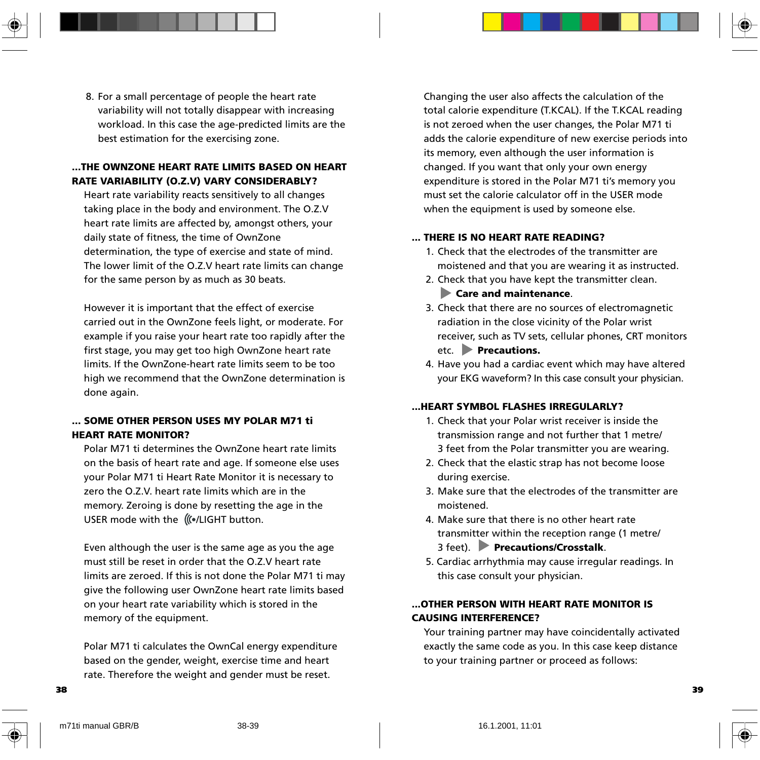8. For a small percentage of people the heart rate variability will not totally disappear with increasing workload. In this case the age-predicted limits are the best estimation for the exercising zone.

**...THE OWNZONE HEART RATE LIMITS BASED ON HEART RATE VARIABILITY (O.Z.V) VARY CONSIDERABLY?**

Heart rate variability reacts sensitively to all changes taking place in the body and environment. The O.Z.V heart rate limits are affected by, amongst others, your daily state of fitness, the time of OwnZone determination, the type of exercise and state of mind. The lower limit of the O.Z.V heart rate limits can change for the same person by as much as 30 beats.

However it is important that the effect of exercise carried out in the OwnZone feels light, or moderate. For example if you raise your heart rate too rapidly after the first stage, you may get too high OwnZone heart rate limits. If the OwnZone-heart rate limits seem to be too high we recommend that the OwnZone determination is done again.

**... SOME OTHER PERSON USES MY POLAR M71 ti HEART RATE MONITOR?**

Polar M71 ti determines the OwnZone heart rate limits on the basis of heart rate and age. If someone else uses your Polar M71 ti Heart Rate Monitor it is necessary to zero the O.Z.V. heart rate limits which are in the memory. Zeroing is done by resetting the age in the USER mode with the ((•/LIGHT button.

Even although the user is the same age as you the age must still be reset in order that the O.Z.V heart rate limits are zeroed. If this is not done the Polar M71 ti may give the following user OwnZone heart rate limits based on your heart rate variability which is stored in the memory of the equipment.

Polar M71 ti calculates the OwnCal energy expenditure based on the gender, weight, exercise time and heart rate. Therefore the weight and gender must be reset.

Changing the user also affects the calculation of the total calorie expenditure (T.KCAL). If the T.KCAL reading is not zeroed when the user changes, the Polar M71 ti adds the calorie expenditure of new exercise periods into its memory, even although the user information is changed. If you want that only your own energy expenditure is stored in the Polar M71 ti's memory you must set the calorie calculator off in the USER mode when the equipment is used by someone else.

**... THERE IS NO HEART RATE READING?**

1. Check that the electrodes of the transmitter are moistened and that you are wearing it as instructed.
2. Check that you have kept the transmitter clean. ▶ **Care and maintenance**.
3. Check that there are no sources of electromagnetic radiation in the close vicinity of the Polar wrist receiver, such as TV sets, cellular phones, CRT monitors etc. ▶ **Precautions.**
4. Have you had a cardiac event which may have altered your EKG waveform? In this case consult your physician.

**...HEART SYMBOL FLASHES IRREGULARLY?**

1. Check that your Polar wrist receiver is inside the transmission range and not further that 1 metre/ 3 feet from the Polar transmitter you are wearing.
2. Check that the elastic strap has not become loose during exercise.
3. Make sure that the electrodes of the transmitter are moistened.
4. Make sure that there is no other heart rate transmitter within the reception range (1 metre/ 3 feet). ▶ **Precautions/Crosstalk**.
5. Cardiac arrhythmia may cause irregular readings. In this case consult your physician.

**...OTHER PERSON WITH HEART RATE MONITOR IS CAUSING INTERFERENCE?**

Your training partner may have coincidentally activated exactly the same code as you. In this case keep distance to your training partner or proceed as follows: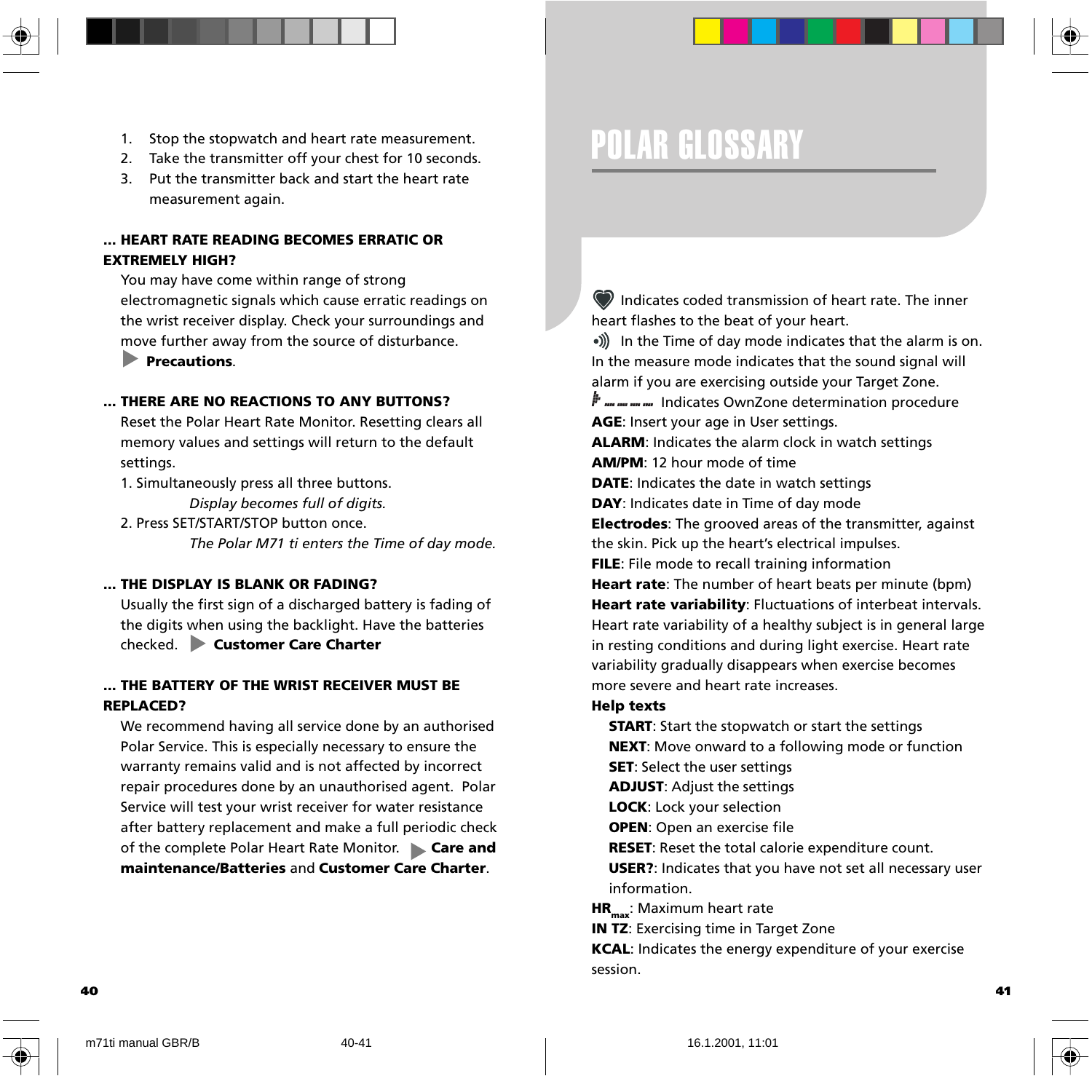1. Stop the stopwatch and heart rate measurement.
2. Take the transmitter off your chest for 10 seconds.
3. Put the transmitter back and start the heart rate measurement again.

**... HEART RATE READING BECOMES ERRATIC OR EXTREMELY HIGH?**

You may have come within range of strong electromagnetic signals which cause erratic readings on the wrist receiver display. Check your surroundings and move further away from the source of disturbance. ▶ **Precautions**.

**... THERE ARE NO REACTIONS TO ANY BUTTONS?**

Reset the Polar Heart Rate Monitor. Resetting clears all memory values and settings will return to the default settings.

1. Simultaneously press all three buttons.
   *Display becomes full of digits.*
2. Press SET/START/STOP button once.
   *The Polar M71 ti enters the Time of day mode.*

**... THE DISPLAY IS BLANK OR FADING?**

Usually the first sign of a discharged battery is fading of the digits when using the backlight. Have the batteries checked. ▶ **Customer Care Charter**

**... THE BATTERY OF THE WRIST RECEIVER MUST BE REPLACED?**

We recommend having all service done by an authorised Polar Service. This is especially necessary to ensure the warranty remains valid and is not affected by incorrect repair procedures done by an unauthorised agent. Polar Service will test your wrist receiver for water resistance after battery replacement and make a full periodic check of the complete Polar Heart Rate Monitor. ▶ **Care and maintenance/Batteries** and **Customer Care Charter**.

# POLAR GLOSSARY

Indicates coded transmission of heart rate. The inner heart flashes to the beat of your heart.

In the Time of day mode indicates that the alarm is on. In the measure mode indicates that the sound signal will alarm if you are exercising outside your Target Zone.

Indicates OwnZone determination procedure

**AGE**: Insert your age in User settings.

**ALARM**: Indicates the alarm clock in watch settings

**AM/PM**: 12 hour mode of time

**DATE**: Indicates the date in watch settings

**DAY**: Indicates date in Time of day mode

**Electrodes**: The grooved areas of the transmitter, against the skin. Pick up the heart's electrical impulses.

**FILE**: File mode to recall training information

**Heart rate**: The number of heart beats per minute (bpm)

**Heart rate variability**: Fluctuations of interbeat intervals. Heart rate variability of a healthy subject is in general large in resting conditions and during light exercise. Heart rate variability gradually disappears when exercise becomes more severe and heart rate increases.

**Help texts**

- **START**: Start the stopwatch or start the settings
- **NEXT**: Move onward to a following mode or function
- **SET**: Select the user settings
- **ADJUST**: Adjust the settings
- **LOCK**: Lock your selection
- **OPEN**: Open an exercise file
- **RESET**: Reset the total calorie expenditure count.
- **USER?**: Indicates that you have not set all necessary user information.

**$HR_{max}$**: Maximum heart rate

**IN TZ**: Exercising time in Target Zone

**KCAL**: Indicates the energy expenditure of your exercise session.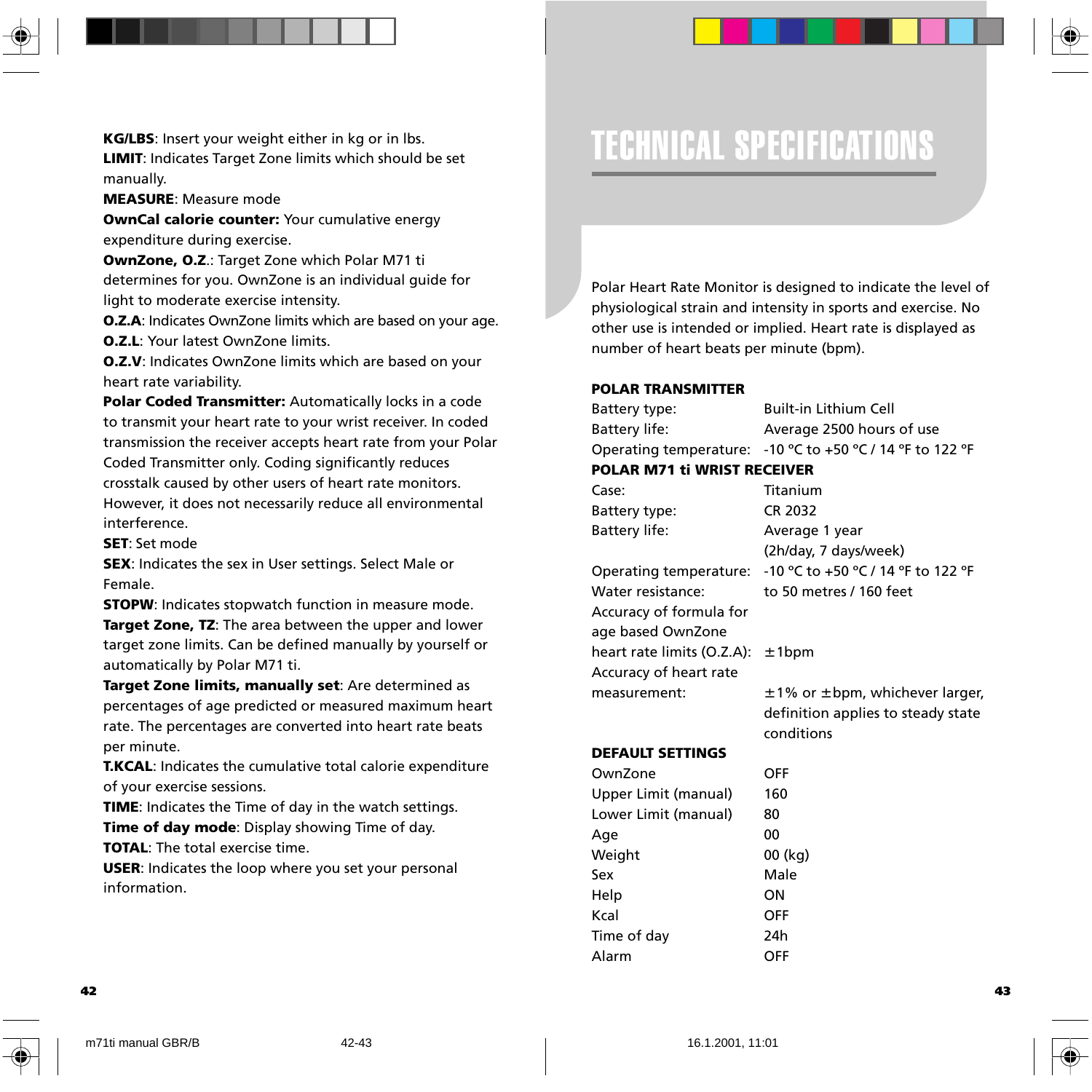**KG/LBS**: Insert your weight either in kg or in lbs.
**LIMIT**: Indicates Target Zone limits which should be set manually.
**MEASURE**: Measure mode
**OwnCal calorie counter:** Your cumulative energy expenditure during exercise.
**OwnZone, O.Z.**: Target Zone which Polar M71 ti determines for you. OwnZone is an individual guide for light to moderate exercise intensity.
**O.Z.A**: Indicates OwnZone limits which are based on your age.
**O.Z.L**: Your latest OwnZone limits.
**O.Z.V**: Indicates OwnZone limits which are based on your heart rate variability.
**Polar Coded Transmitter:** Automatically locks in a code to transmit your heart rate to your wrist receiver. In coded transmission the receiver accepts heart rate from your Polar Coded Transmitter only. Coding significantly reduces crosstalk caused by other users of heart rate monitors. However, it does not necessarily reduce all environmental interference.
**SET**: Set mode
**SEX**: Indicates the sex in User settings. Select Male or Female.
**STOPW**: Indicates stopwatch function in measure mode.
**Target Zone, TZ**: The area between the upper and lower target zone limits. Can be defined manually by yourself or automatically by Polar M71 ti.
**Target Zone limits, manually set**: Are determined as percentages of age predicted or measured maximum heart rate. The percentages are converted into heart rate beats per minute.
**T.KCAL**: Indicates the cumulative total calorie expenditure of your exercise sessions.
**TIME**: Indicates the Time of day in the watch settings.
**Time of day mode**: Display showing Time of day.
**TOTAL**: The total exercise time.
**USER**: Indicates the loop where you set your personal information.

# TECHNICAL SPECIFICATIONS

Polar Heart Rate Monitor is designed to indicate the level of physiological strain and intensity in sports and exercise. No other use is intended or implied. Heart rate is displayed as number of heart beats per minute (bpm).

**POLAR TRANSMITTER**

| | |
|---|---|
| Battery type: | Built-in Lithium Cell |
| Battery life: | Average 2500 hours of use |
| Operating temperature: | -10 °C to +50 °C / 14 °F to 122 °F |

**POLAR M71 ti WRIST RECEIVER**

| | |
|---|---|
| Case: | Titanium |
| Battery type: | CR 2032 |
| Battery life: | Average 1 year (2h/day, 7 days/week) |
| Operating temperature: | -10 °C to +50 °C / 14 °F to 122 °F |
| Water resistance: | to 50 metres / 160 feet |
| Accuracy of formula for age based OwnZone heart rate limits (O.Z.A): | ±1bpm |
| Accuracy of heart rate measurement: | ±1% or ±bpm, whichever larger, definition applies to steady state conditions |

**DEFAULT SETTINGS**

| | |
|---|---|
| OwnZone | OFF |
| Upper Limit (manual) | 160 |
| Lower Limit (manual) | 80 |
| Age | 00 |
| Weight | 00 (kg) |
| Sex | Male |
| Help | ON |
| Kcal | OFF |
| Time of day | 24h |
| Alarm | OFF |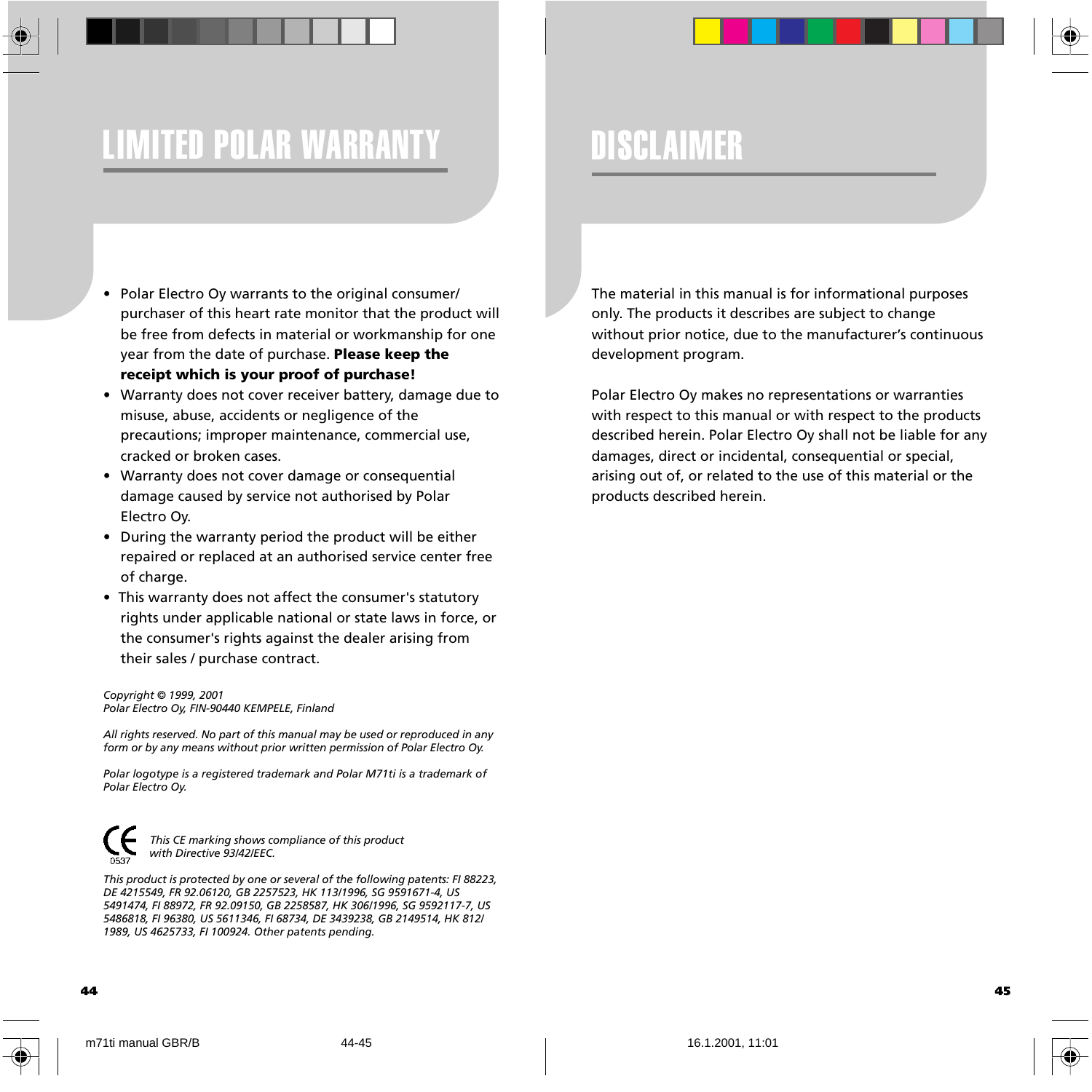# LIMITED POLAR WARRANTY

- Polar Electro Oy warrants to the original consumer/ purchaser of this heart rate monitor that the product will be free from defects in material or workmanship for one year from the date of purchase. **Please keep the receipt which is your proof of purchase!**
- Warranty does not cover receiver battery, damage due to misuse, abuse, accidents or negligence of the precautions; improper maintenance, commercial use, cracked or broken cases.
- Warranty does not cover damage or consequential damage caused by service not authorised by Polar Electro Oy.
- During the warranty period the product will be either repaired or replaced at an authorised service center free of charge.
- This warranty does not affect the consumer's statutory rights under applicable national or state laws in force, or the consumer's rights against the dealer arising from their sales / purchase contract.

*Copyright © 1999, 2001*
*Polar Electro Oy, FIN-90440 KEMPELE, Finland*

*All rights reserved. No part of this manual may be used or reproduced in any form or by any means without prior written permission of Polar Electro Oy.*

*Polar logotype is a registered trademark and Polar M71ti is a trademark of Polar Electro Oy.*

CE 0537 *This CE marking shows compliance of this product with Directive 93/42/EEC.*

*This product is protected by one or several of the following patents: FI 88223, DE 4215549, FR 92.06120, GB 2257523, HK 113/1996, SG 9591671-4, US 5491474, FI 88972, FR 92.09150, GB 2258587, HK 306/1996, SG 9592117-7, US 5486818, FI 96380, US 5611346, FI 68734, DE 3439238, GB 2149514, HK 812/ 1989, US 4625733, FI 100924. Other patents pending.*

# DISCLAIMER

The material in this manual is for informational purposes only. The products it describes are subject to change without prior notice, due to the manufacturer's continuous development program.

Polar Electro Oy makes no representations or warranties with respect to this manual or with respect to the products described herein. Polar Electro Oy shall not be liable for any damages, direct or incidental, consequential or special, arising out of, or related to the use of this material or the products described herein.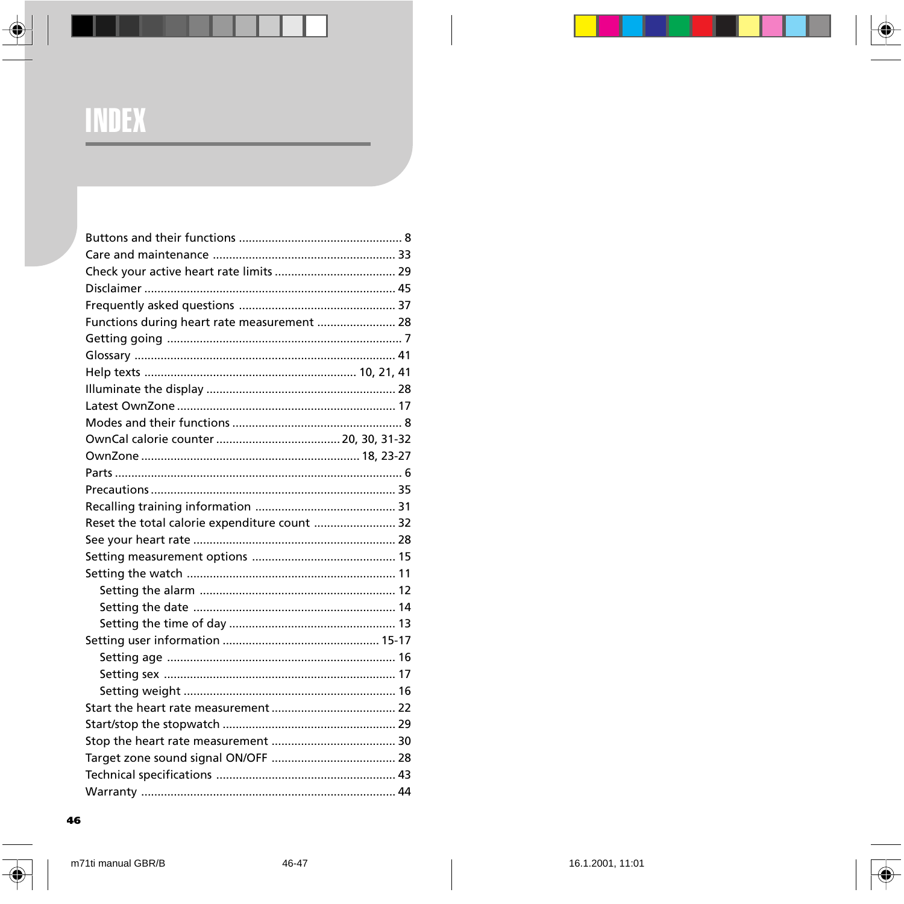# INDEX

Buttons and their functions ................................................ 8
Care and maintenance ...................................................... 33
Check your active heart rate limits .................................... 29
Disclaimer ........................................................................... 45
Frequently asked questions ............................................... 37
Functions during heart rate measurement ........................ 28
Getting going ...................................................................... 7
Glossary .............................................................................. 41
Help texts ............................................................... 10, 21, 41
Illuminate the display ......................................................... 28
Latest OwnZone .................................................................. 17
Modes and their functions ................................................... 8
OwnCal calorie counter ..................................... 20, 30, 31-32
OwnZone ................................................................. 18, 23-27
Parts ...................................................................................... 6
Precautions .......................................................................... 35
Recalling training information ........................................... 31
Reset the total calorie expenditure count ......................... 32
See your heart rate ............................................................. 28
Setting measurement options ............................................ 15
Setting the watch ............................................................... 11
  Setting the alarm ............................................................ 12
  Setting the date .............................................................. 14
  Setting the time of day ................................................... 13
Setting user information ............................................... 15-17
  Setting age ..................................................................... 16
  Setting sex ...................................................................... 17
  Setting weight ................................................................ 16
Start the heart rate measurement ..................................... 22
Start/stop the stopwatch .................................................... 29
Stop the heart rate measurement ..................................... 30
Target zone sound signal ON/OFF ..................................... 28
Technical specifications ...................................................... 43
Warranty ............................................................................. 44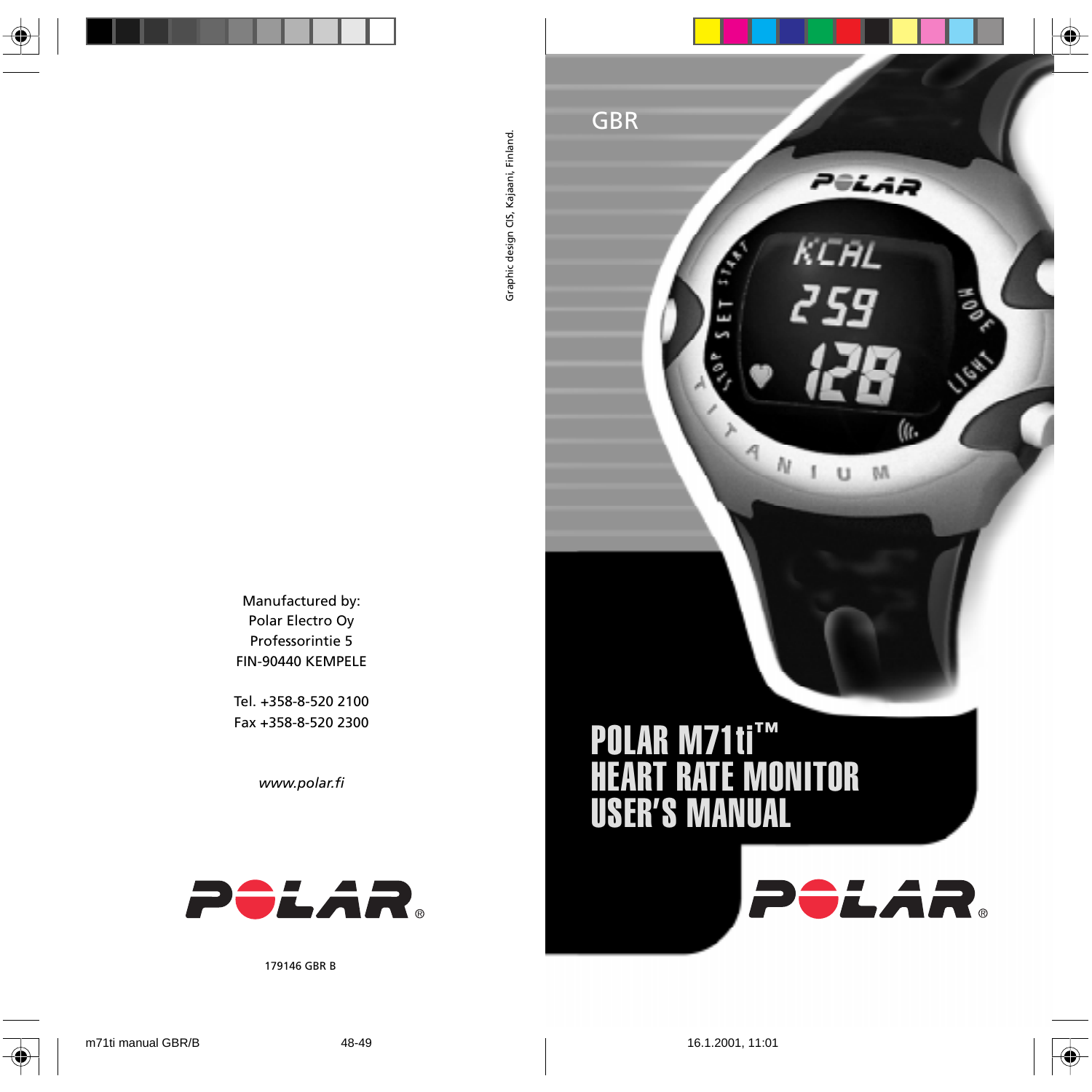Manufactured by:
Polar Electro Oy
Professorintie 5
FIN-90440 KEMPELE

Tel. +358-8-520 2100
Fax +358-8-520 2300

*www.polar.fi*

POLAR®

179146 GBR B

Graphic design CIS, Kajaani, Finland.

GBR

# POLAR M71ti™ HEART RATE MONITOR USER'S MANUAL

POLAR®